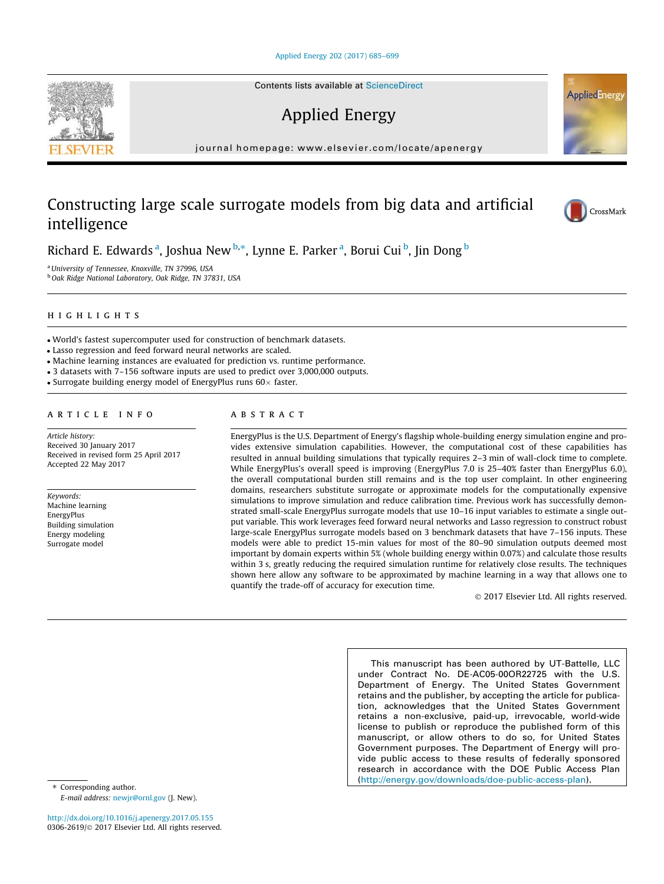# Constructing large scale surrogate models from big data and artificial intelligence

Richard E. Edwards [a], Joshua New [b,*], Lynne E. Parker [a], Borui Cui [b], Jin Dong [b]

[a] University of Tennessee, Knoxville, TN 37996, USA
[b] Oak Ridge National Laboratory, Oak Ridge, TN 37831, USA

## HIGHLIGHTS

- World's fastest supercomputer used for construction of benchmark datasets.
- Lasso regression and feed forward neural networks are scaled.
- Machine learning instances are evaluated for prediction vs. runtime performance.
- 3 datasets with 7–156 software inputs are used to predict over 3,000,000 outputs.
- Surrogate building energy model of EnergyPlus runs 60× faster.

## ARTICLE INFO

*Article history:*
Received 30 January 2017
Received in revised form 25 April 2017
Accepted 22 May 2017

*Keywords:*
Machine learning
EnergyPlus
Building simulation
Energy modeling
Surrogate model

## ABSTRACT

EnergyPlus is the U.S. Department of Energy's flagship whole-building energy simulation engine and provides extensive simulation capabilities. However, the computational cost of these capabilities has resulted in annual building simulations that typically requires 2–3 min of wall-clock time to complete. While EnergyPlus's overall speed is improving (EnergyPlus 7.0 is 25–40% faster than EnergyPlus 6.0), the overall computational burden still remains and is the top user complaint. In other engineering domains, researchers substitute surrogate or approximate models for the computationally expensive simulations to improve simulation and reduce calibration time. Previous work has successfully demonstrated small-scale EnergyPlus surrogate models that use 10–16 input variables to estimate a single output variable. This work leverages feed forward neural networks and Lasso regression to construct robust large-scale EnergyPlus surrogate models based on 3 benchmark datasets that have 7–156 inputs. These models were able to predict 15-min values for most of the 80–90 simulation outputs deemed most important by domain experts within 5% (whole building energy within 0.07%) and calculate those results within 3 s, greatly reducing the required simulation runtime for relatively close results. The techniques shown here allow any software to be approximated by machine learning in a way that allows one to quantify the trade-off of accuracy for execution time.

© 2017 Elsevier Ltd. All rights reserved.

This manuscript has been authored by UT-Battelle, LLC under Contract No. DE-AC05-00OR22725 with the U.S. Department of Energy. The United States Government retains and the publisher, by accepting the article for publication, acknowledges that the United States Government retains a non-exclusive, paid-up, irrevocable, world-wide license to publish or reproduce the published form of this manuscript, or allow others to do so, for United States Government purposes. The Department of Energy will provide public access to these results of federally sponsored research in accordance with the DOE Public Access Plan (http://energy.gov/downloads/doe-public-access-plan).

* Corresponding author.
*E-mail address:* newjr@ornl.gov (J. New).

http://dx.doi.org/10.1016/j.apenergy.2017.05.155
0306-2619/© 2017 Elsevier Ltd. All rights reserved.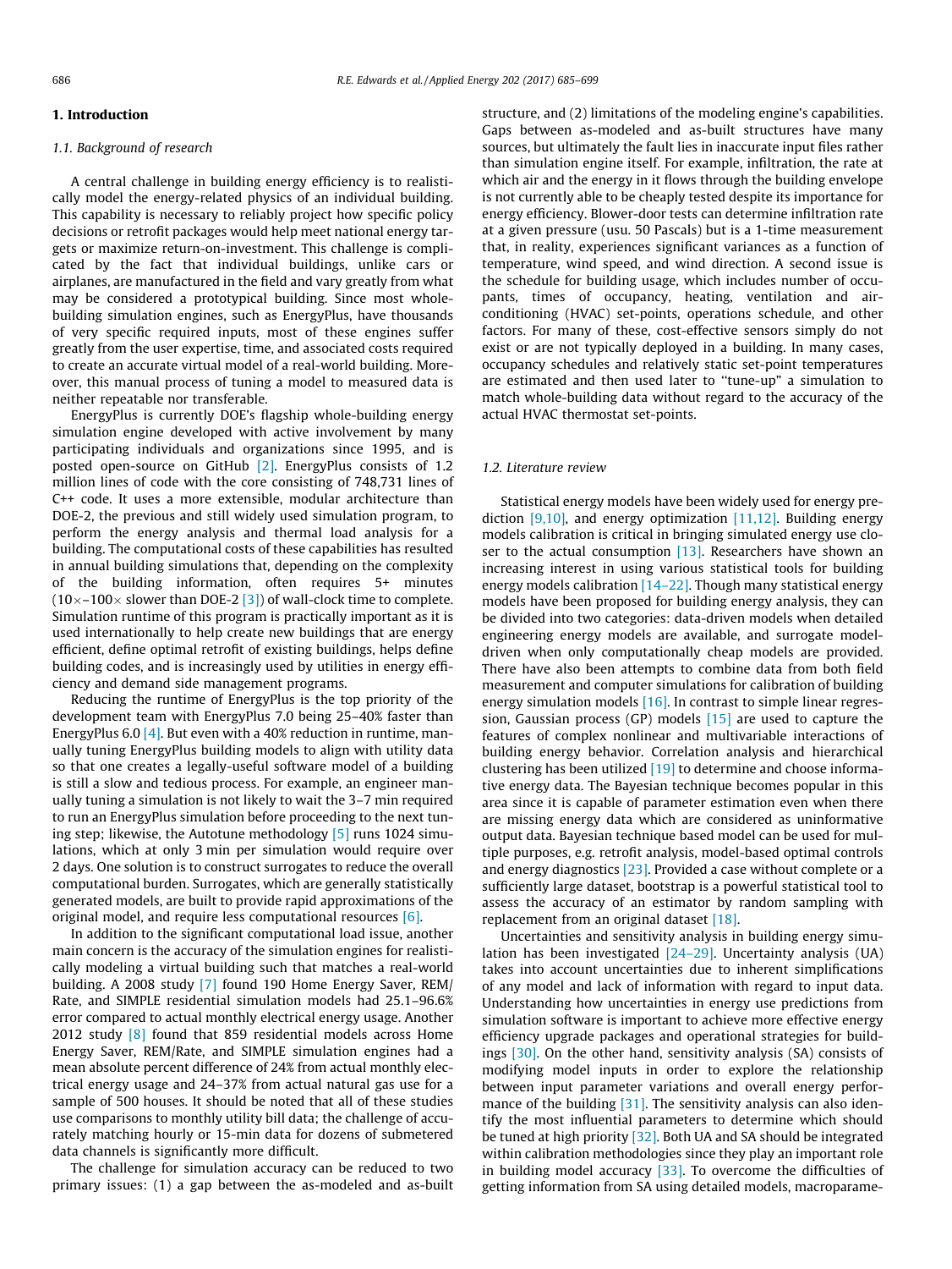## 1. Introduction

### 1.1. Background of research

A central challenge in building energy efficiency is to realistically model the energy-related physics of an individual building. This capability is necessary to reliably project how specific policy decisions or retrofit packages would help meet national energy targets or maximize return-on-investment. This challenge is complicated by the fact that individual buildings, unlike cars or airplanes, are manufactured in the field and vary greatly from what may be considered a prototypical building. Since most whole-building simulation engines, such as EnergyPlus, have thousands of very specific required inputs, most of these engines suffer greatly from the user expertise, time, and associated costs required to create an accurate virtual model of a real-world building. Moreover, this manual process of tuning a model to measured data is neither repeatable nor transferable.

EnergyPlus is currently DOE's flagship whole-building energy simulation engine developed with active involvement by many participating individuals and organizations since 1995, and is posted open-source on GitHub [2]. EnergyPlus consists of 1.2 million lines of code with the core consisting of 748,731 lines of C++ code. It uses a more extensible, modular architecture than DOE-2, the previous and still widely used simulation program, to perform the energy analysis and thermal load analysis for a building. The computational costs of these capabilities has resulted in annual building simulations that, depending on the complexity of the building information, often requires 5+ minutes (10×–100× slower than DOE-2 [3]) of wall-clock time to complete. Simulation runtime of this program is practically important as it is used internationally to help create new buildings that are energy efficient, define optimal retrofit of existing buildings, helps define building codes, and is increasingly used by utilities in energy efficiency and demand side management programs.

Reducing the runtime of EnergyPlus is the top priority of the development team with EnergyPlus 7.0 being 25–40% faster than EnergyPlus 6.0 [4]. But even with a 40% reduction in runtime, manually tuning EnergyPlus building models to align with utility data so that one creates a legally-useful software model of a building is still a slow and tedious process. For example, an engineer manually tuning a simulation is not likely to wait the 3–7 min required to run an EnergyPlus simulation before proceeding to the next tuning step; likewise, the Autotune methodology [5] runs 1024 simulations, which at only 3 min per simulation would require over 2 days. One solution is to construct surrogates to reduce the overall computational burden. Surrogates, which are generally statistically generated models, are built to provide rapid approximations of the original model, and require less computational resources [6].

In addition to the significant computational load issue, another main concern is the accuracy of the simulation engines for realistically modeling a virtual building such that matches a real-world building. A 2008 study [7] found 190 Home Energy Saver, REM/Rate, and SIMPLE residential simulation models had 25.1–96.6% error compared to actual monthly electrical energy usage. Another 2012 study [8] found that 859 residential models across Home Energy Saver, REM/Rate, and SIMPLE simulation engines had a mean absolute percent difference of 24% from actual monthly electrical energy usage and 24–37% from actual natural gas use for a sample of 500 houses. It should be noted that all of these studies use comparisons to monthly utility bill data; the challenge of accurately matching hourly or 15-min data for dozens of submetered data channels is significantly more difficult.

The challenge for simulation accuracy can be reduced to two primary issues: (1) a gap between the as-modeled and as-built structure, and (2) limitations of the modeling engine's capabilities. Gaps between as-modeled and as-built structures have many sources, but ultimately the fault lies in inaccurate input files rather than simulation engine itself. For example, infiltration, the rate at which air and the energy in it flows through the building envelope is not currently able to be cheaply tested despite its importance for energy efficiency. Blower-door tests can determine infiltration rate at a given pressure (usu. 50 Pascals) but is a 1-time measurement that, in reality, experiences significant variances as a function of temperature, wind speed, and wind direction. A second issue is the schedule for building usage, which includes number of occupants, times of occupancy, heating, ventilation and air-conditioning (HVAC) set-points, operations schedule, and other factors. For many of these, cost-effective sensors simply do not exist or are not typically deployed in a building. In many cases, occupancy schedules and relatively static set-point temperatures are estimated and then used later to "tune-up" a simulation to match whole-building data without regard to the accuracy of the actual HVAC thermostat set-points.

### 1.2. Literature review

Statistical energy models have been widely used for energy prediction [9,10], and energy optimization [11,12]. Building energy models calibration is critical in bringing simulated energy use closer to the actual consumption [13]. Researchers have shown an increasing interest in using various statistical tools for building energy models calibration [14–22]. Though many statistical energy models have been proposed for building energy analysis, they can be divided into two categories: data-driven models when detailed engineering energy models are available, and surrogate model-driven when only computationally cheap models are provided. There have also been attempts to combine data from both field measurement and computer simulations for calibration of building energy simulation models [16]. In contrast to simple linear regression, Gaussian process (GP) models [15] are used to capture the features of complex nonlinear and multivariable interactions of building energy behavior. Correlation analysis and hierarchical clustering has been utilized [19] to determine and choose informative energy data. The Bayesian technique becomes popular in this area since it is capable of parameter estimation even when there are missing energy data which are considered as uninformative output data. Bayesian technique based model can be used for multiple purposes, e.g. retrofit analysis, model-based optimal controls and energy diagnostics [23]. Provided a case without complete or a sufficiently large dataset, bootstrap is a powerful statistical tool to assess the accuracy of an estimator by random sampling with replacement from an original dataset [18].

Uncertainties and sensitivity analysis in building energy simulation has been investigated [24–29]. Uncertainty analysis (UA) takes into account uncertainties due to inherent simplifications of any model and lack of information with regard to input data. Understanding how uncertainties in energy use predictions from simulation software is important to achieve more effective energy efficiency upgrade packages and operational strategies for buildings [30]. On the other hand, sensitivity analysis (SA) consists of modifying model inputs in order to explore the relationship between input parameter variations and overall energy performance of the building [31]. The sensitivity analysis can also identify the most influential parameters to determine which should be tuned at high priority [32]. Both UA and SA should be integrated within calibration methodologies since they play an important role in building model accuracy [33]. To overcome the difficulties of getting information from SA using detailed models, macroparame-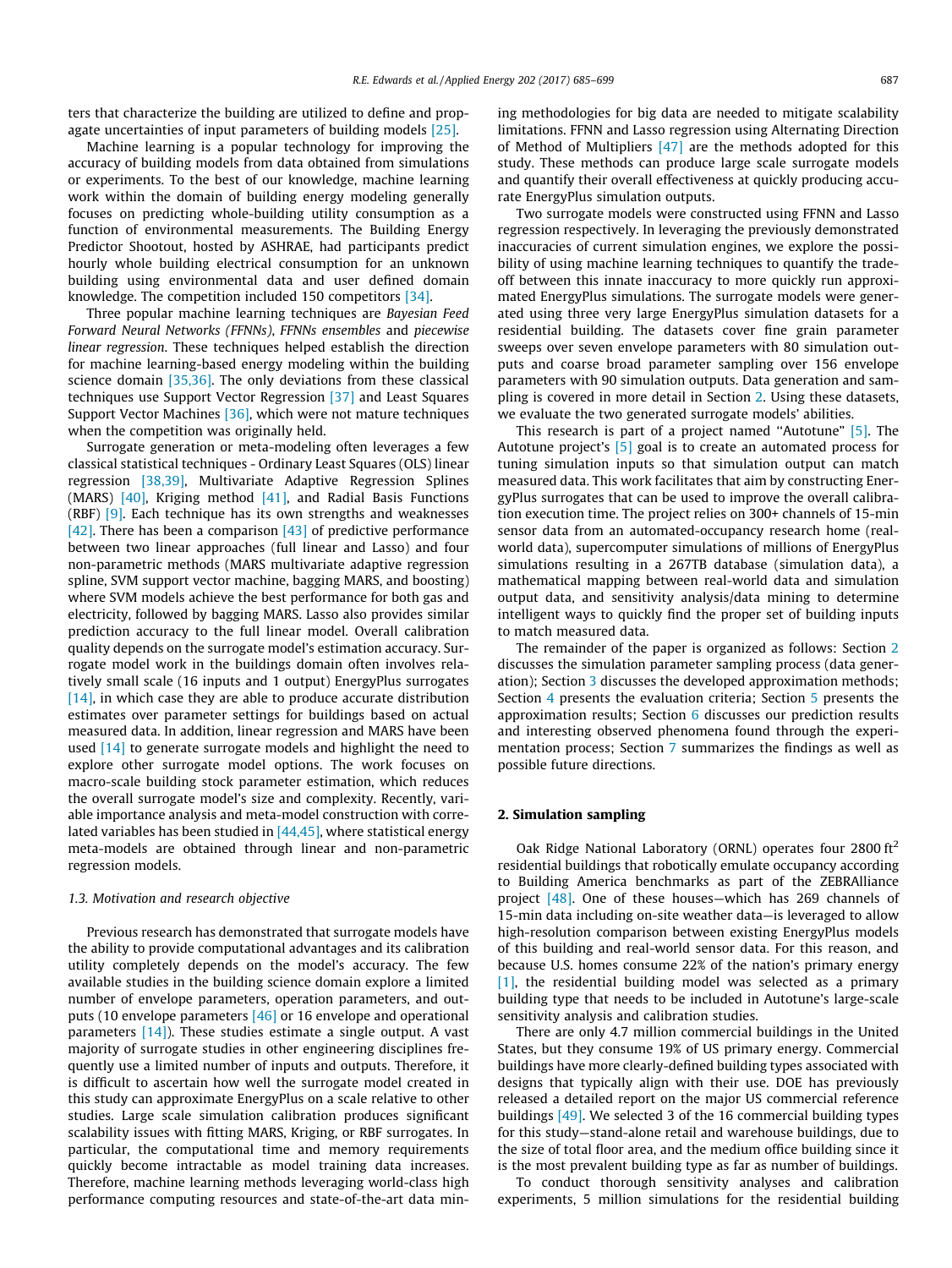ters that characterize the building are utilized to define and propagate uncertainties of input parameters of building models [25].

Machine learning is a popular technology for improving the accuracy of building models from data obtained from simulations or experiments. To the best of our knowledge, machine learning work within the domain of building energy modeling generally focuses on predicting whole-building utility consumption as a function of environmental measurements. The Building Energy Predictor Shootout, hosted by ASHRAE, had participants predict hourly whole building electrical consumption for an unknown building using environmental data and user defined domain knowledge. The competition included 150 competitors [34].

Three popular machine learning techniques are *Bayesian Feed Forward Neural Networks (FFNNs)*, *FFNNs ensembles* and *piecewise linear regression*. These techniques helped establish the direction for machine learning-based energy modeling within the building science domain [35,36]. The only deviations from these classical techniques use Support Vector Regression [37] and Least Squares Support Vector Machines [36], which were not mature techniques when the competition was originally held.

Surrogate generation or meta-modeling often leverages a few classical statistical techniques - Ordinary Least Squares (OLS) linear regression [38,39], Multivariate Adaptive Regression Splines (MARS) [40], Kriging method [41], and Radial Basis Functions (RBF) [9]. Each technique has its own strengths and weaknesses [42]. There has been a comparison [43] of predictive performance between two linear approaches (full linear and Lasso) and four non-parametric methods (MARS multivariate adaptive regression spline, SVM support vector machine, bagging MARS, and boosting) where SVM models achieve the best performance for both gas and electricity, followed by bagging MARS. Lasso also provides similar prediction accuracy to the full linear model. Overall calibration quality depends on the surrogate model's estimation accuracy. Surrogate model work in the buildings domain often involves relatively small scale (16 inputs and 1 output) EnergyPlus surrogates [14], in which case they are able to produce accurate distribution estimates over parameter settings for buildings based on actual measured data. In addition, linear regression and MARS have been used [14] to generate surrogate models and highlight the need to explore other surrogate model options. The work focuses on macro-scale building stock parameter estimation, which reduces the overall surrogate model's size and complexity. Recently, variable importance analysis and meta-model construction with correlated variables has been studied in [44,45], where statistical energy meta-models are obtained through linear and non-parametric regression models.

### 1.3. Motivation and research objective

Previous research has demonstrated that surrogate models have the ability to provide computational advantages and its calibration utility completely depends on the model's accuracy. The few available studies in the building science domain explore a limited number of envelope parameters, operation parameters, and outputs (10 envelope parameters [46] or 16 envelope and operational parameters [14]). These studies estimate a single output. A vast majority of surrogate studies in other engineering disciplines frequently use a limited number of inputs and outputs. Therefore, it is difficult to ascertain how well the surrogate model created in this study can approximate EnergyPlus on a scale relative to other studies. Large scale simulation calibration produces significant scalability issues with fitting MARS, Kriging, or RBF surrogates. In particular, the computational time and memory requirements quickly become intractable as model training data increases. Therefore, machine learning methods leveraging world-class high performance computing resources and state-of-the-art data mining methodologies for big data are needed to mitigate scalability limitations. FFNN and Lasso regression using Alternating Direction of Method of Multipliers [47] are the methods adopted for this study. These methods can produce large scale surrogate models and quantify their overall effectiveness at quickly producing accurate EnergyPlus simulation outputs.

Two surrogate models were constructed using FFNN and Lasso regression respectively. In leveraging the previously demonstrated inaccuracies of current simulation engines, we explore the possibility of using machine learning techniques to quantify the trade-off between this innate inaccuracy to more quickly run approximated EnergyPlus simulations. The surrogate models were generated using three very large EnergyPlus simulation datasets for a residential building. The datasets cover fine grain parameter sweeps over seven envelope parameters with 80 simulation outputs and coarse broad parameter sampling over 156 envelope parameters with 90 simulation outputs. Data generation and sampling is covered in more detail in Section 2. Using these datasets, we evaluate the two generated surrogate models' abilities.

This research is part of a project named "Autotune" [5]. The Autotune project's [5] goal is to create an automated process for tuning simulation inputs so that simulation output can match measured data. This work facilitates that aim by constructing EnergyPlus surrogates that can be used to improve the overall calibration execution time. The project relies on 300+ channels of 15-min sensor data from an automated-occupancy research home (real-world data), supercomputer simulations of millions of EnergyPlus simulations resulting in a 267TB database (simulation data), a mathematical mapping between real-world data and simulation output data, and sensitivity analysis/data mining to determine intelligent ways to quickly find the proper set of building inputs to match measured data.

The remainder of the paper is organized as follows: Section 2 discusses the simulation parameter sampling process (data generation); Section 3 discusses the developed approximation methods; Section 4 presents the evaluation criteria; Section 5 presents the approximation results; Section 6 discusses our prediction results and interesting observed phenomena found through the experimentation process; Section 7 summarizes the findings as well as possible future directions.

## 2. Simulation sampling

Oak Ridge National Laboratory (ORNL) operates four 2800 $ft^2$ residential buildings that robotically emulate occupancy according to Building America benchmarks as part of the ZEBRAlliance project [48]. One of these houses—which has 269 channels of 15-min data including on-site weather data—is leveraged to allow high-resolution comparison between existing EnergyPlus models of this building and real-world sensor data. For this reason, and because U.S. homes consume 22% of the nation's primary energy [1], the residential building model was selected as a primary building type that needs to be included in Autotune's large-scale sensitivity analysis and calibration studies.

There are only 4.7 million commercial buildings in the United States, but they consume 19% of US primary energy. Commercial buildings have more clearly-defined building types associated with designs that typically align with their use. DOE has previously released a detailed report on the major US commercial reference buildings [49]. We selected 3 of the 16 commercial building types for this study—stand-alone retail and warehouse buildings, due to the size of total floor area, and the medium office building since it is the most prevalent building type as far as number of buildings.

To conduct thorough sensitivity analyses and calibration experiments, 5 million simulations for the residential building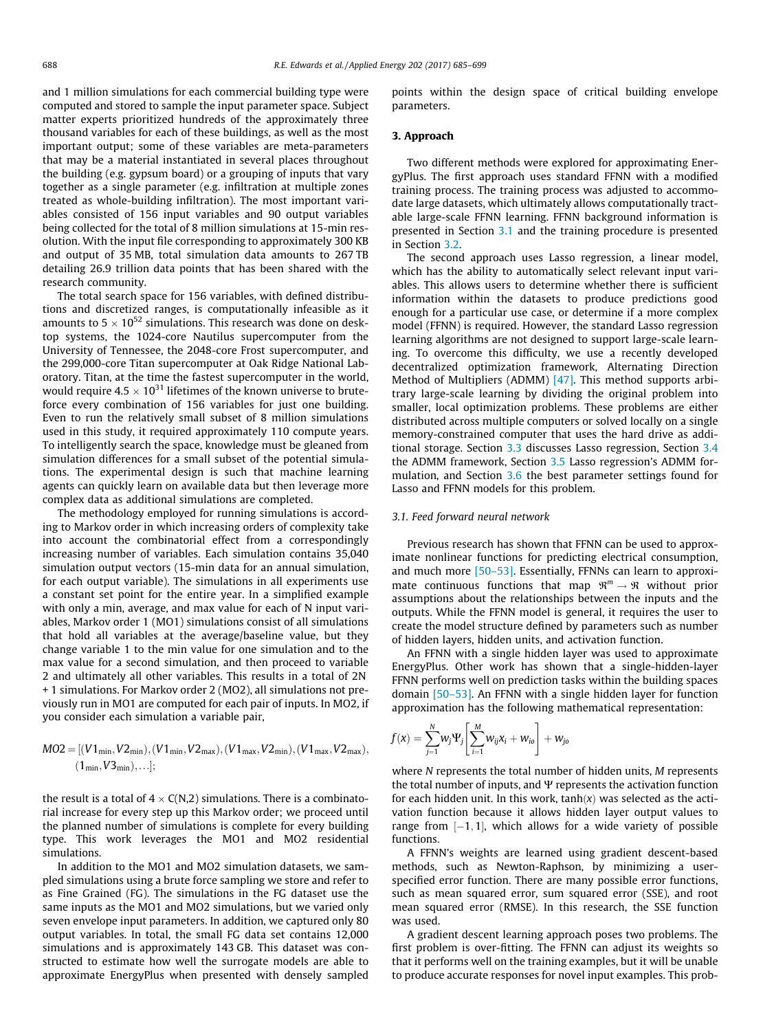and 1 million simulations for each commercial building type were computed and stored to sample the input parameter space. Subject matter experts prioritized hundreds of the approximately three thousand variables for each of these buildings, as well as the most important output; some of these variables are meta-parameters that may be a material instantiated in several places throughout the building (e.g. gypsum board) or a grouping of inputs that vary together as a single parameter (e.g. infiltration at multiple zones treated as whole-building infiltration). The most important variables consisted of 156 input variables and 90 output variables being collected for the total of 8 million simulations at 15-min resolution. With the input file corresponding to approximately 300 KB and output of 35 MB, total simulation data amounts to 267 TB detailing 26.9 trillion data points that has been shared with the research community.

The total search space for 156 variables, with defined distributions and discretized ranges, is computationally infeasible as it amounts to $5 \times 10^{52}$ simulations. This research was done on desktop systems, the 1024-core Nautilus supercomputer from the University of Tennessee, the 2048-core Frost supercomputer, and the 299,000-core Titan supercomputer at Oak Ridge National Laboratory. Titan, at the time the fastest supercomputer in the world, would require $4.5 \times 10^{31}$ lifetimes of the known universe to brute-force every combination of 156 variables for just one building. Even to run the relatively small subset of 8 million simulations used in this study, it required approximately 110 compute years. To intelligently search the space, knowledge must be gleaned from simulation differences for a small subset of the potential simulations. The experimental design is such that machine learning agents can quickly learn on available data but then leverage more complex data as additional simulations are completed.

The methodology employed for running simulations is according to Markov order in which increasing orders of complexity take into account the combinatorial effect from a correspondingly increasing number of variables. Each simulation contains 35,040 simulation output vectors (15-min data for an annual simulation, for each output variable). The simulations in all experiments use a constant set point for the entire year. In a simplified example with only a min, average, and max value for each of N input variables, Markov order 1 (MO1) simulations consist of all simulations that hold all variables at the average/baseline value, but they change variable 1 to the min value for one simulation and to the max value for a second simulation, and then proceed to variable 2 and ultimately all other variables. This results in a total of 2N + 1 simulations. For Markov order 2 (MO2), all simulations not previously run in MO1 are computed for each pair of inputs. In MO2, if you consider each simulation a variable pair,

$$MO2 = [(V1_{\min}, V2_{\min}), (V1_{\min}, V2_{\max}), (V1_{\max}, V2_{\min}), (V1_{\max}, V2_{\max}), (1_{\min}, V3_{\min}), \ldots];$$

the result is a total of $4 \times C(N,2)$ simulations. There is a combinatorial increase for every step up this Markov order; we proceed until the planned number of simulations is complete for every building type. This work leverages the MO1 and MO2 residential simulations.

In addition to the MO1 and MO2 simulation datasets, we sampled simulations using a brute force sampling we store and refer to as Fine Grained (FG). The simulations in the FG dataset use the same inputs as the MO1 and MO2 simulations, but we varied only seven envelope input parameters. In addition, we captured only 80 output variables. In total, the small FG data set contains 12,000 simulations and is approximately 143 GB. This dataset was constructed to estimate how well the surrogate models are able to approximate EnergyPlus when presented with densely sampled points within the design space of critical building envelope parameters.

## 3. Approach

Two different methods were explored for approximating EnergyPlus. The first approach uses standard FFNN with a modified training process. The training process was adjusted to accommodate large datasets, which ultimately allows computationally tractable large-scale FFNN learning. FFNN background information is presented in Section 3.1 and the training procedure is presented in Section 3.2.

The second approach uses Lasso regression, a linear model, which has the ability to automatically select relevant input variables. This allows users to determine whether there is sufficient information within the datasets to produce predictions good enough for a particular use case, or determine if a more complex model (FFNN) is required. However, the standard Lasso regression learning algorithms are not designed to support large-scale learning. To overcome this difficulty, we use a recently developed decentralized optimization framework, Alternating Direction Method of Multipliers (ADMM) [47]. This method supports arbitrary large-scale learning by dividing the original problem into smaller, local optimization problems. These problems are either distributed across multiple computers or solved locally on a single memory-constrained computer that uses the hard drive as additional storage. Section 3.3 discusses Lasso regression, Section 3.4 the ADMM framework, Section 3.5 Lasso regression's ADMM formulation, and Section 3.6 the best parameter settings found for Lasso and FFNN models for this problem.

### 3.1. Feed forward neural network

Previous research has shown that FFNN can be used to approximate nonlinear functions for predicting electrical consumption, and much more [50–53]. Essentially, FFNNs can learn to approximate continuous functions that map $\Re^m \rightarrow \Re$ without prior assumptions about the relationships between the inputs and the outputs. While the FFNN model is general, it requires the user to create the model structure defined by parameters such as number of hidden layers, hidden units, and activation function.

An FFNN with a single hidden layer was used to approximate EnergyPlus. Other work has shown that a single-hidden-layer FFNN performs well on prediction tasks within the building spaces domain [50–53]. An FFNN with a single hidden layer for function approximation has the following mathematical representation:

$$f(x) = \sum_{j=1}^{N} w_j \Psi_j \left[ \sum_{i=1}^{M} w_{ij} x_i + w_{io} \right] + w_{jo}$$

where $N$ represents the total number of hidden units, $M$ represents the total number of inputs, and $\Psi$ represents the activation function for each hidden unit. In this work, $\tanh(x)$ was selected as the activation function because it allows hidden layer output values to range from $[-1, 1]$, which allows for a wide variety of possible functions.

A FFNN's weights are learned using gradient descent-based methods, such as Newton-Raphson, by minimizing a user-specified error function. There are many possible error functions, such as mean squared error, sum squared error (SSE), and root mean squared error (RMSE). In this research, the SSE function was used.

A gradient descent learning approach poses two problems. The first problem is over-fitting. The FFNN can adjust its weights so that it performs well on the training examples, but it will be unable to produce accurate responses for novel input examples. This prob-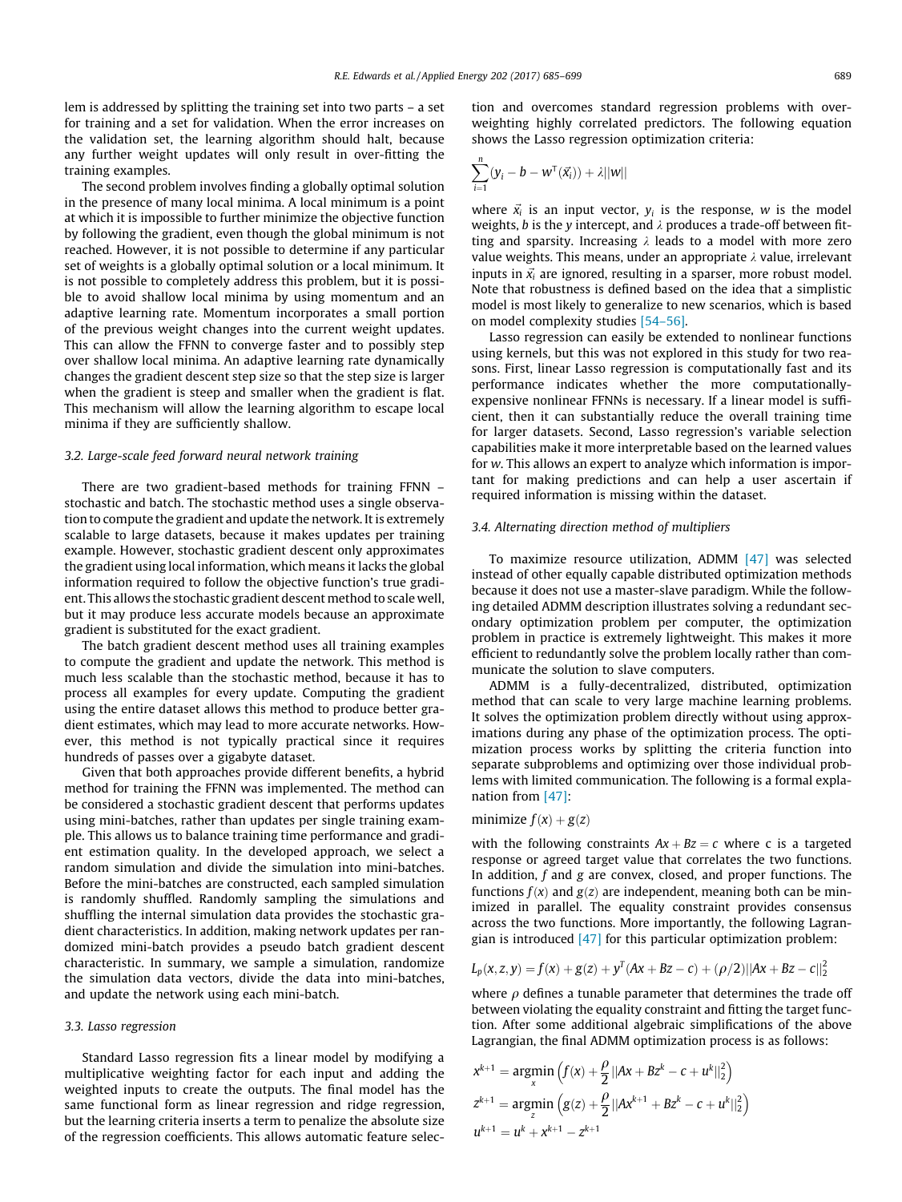lem is addressed by splitting the training set into two parts – a set for training and a set for validation. When the error increases on the validation set, the learning algorithm should halt, because any further weight updates will only result in over-fitting the training examples.

The second problem involves finding a globally optimal solution in the presence of many local minima. A local minimum is a point at which it is impossible to further minimize the objective function by following the gradient, even though the global minimum is not reached. However, it is not possible to determine if any particular set of weights is a globally optimal solution or a local minimum. It is not possible to completely address this problem, but it is possible to avoid shallow local minima by using momentum and an adaptive learning rate. Momentum incorporates a small portion of the previous weight changes into the current weight updates. This can allow the FFNN to converge faster and to possibly step over shallow local minima. An adaptive learning rate dynamically changes the gradient descent step size so that the step size is larger when the gradient is steep and smaller when the gradient is flat. This mechanism will allow the learning algorithm to escape local minima if they are sufficiently shallow.

### 3.2. Large-scale feed forward neural network training

There are two gradient-based methods for training FFNN – stochastic and batch. The stochastic method uses a single observation to compute the gradient and update the network. It is extremely scalable to large datasets, because it makes updates per training example. However, stochastic gradient descent only approximates the gradient using local information, which means it lacks the global information required to follow the objective function's true gradient. This allows the stochastic gradient descent method to scale well, but it may produce less accurate models because an approximate gradient is substituted for the exact gradient.

The batch gradient descent method uses all training examples to compute the gradient and update the network. This method is much less scalable than the stochastic method, because it has to process all examples for every update. Computing the gradient using the entire dataset allows this method to produce better gradient estimates, which may lead to more accurate networks. However, this method is not typically practical since it requires hundreds of passes over a gigabyte dataset.

Given that both approaches provide different benefits, a hybrid method for training the FFNN was implemented. The method can be considered a stochastic gradient descent that performs updates using mini-batches, rather than updates per single training example. This allows us to balance training time performance and gradient estimation quality. In the developed approach, we select a random simulation and divide the simulation into mini-batches. Before the mini-batches are constructed, each sampled simulation is randomly shuffled. Randomly sampling the simulations and shuffling the internal simulation data provides the stochastic gradient characteristics. In addition, making network updates per randomized mini-batch provides a pseudo batch gradient descent characteristic. In summary, we sample a simulation, randomize the simulation data vectors, divide the data into mini-batches, and update the network using each mini-batch.

### 3.3. Lasso regression

Standard Lasso regression fits a linear model by modifying a multiplicative weighting factor for each input and adding the weighted inputs to create the outputs. The final model has the same functional form as linear regression and ridge regression, but the learning criteria inserts a term to penalize the absolute size of the regression coefficients. This allows automatic feature selection and overcomes standard regression problems with overweighting highly correlated predictors. The following equation shows the Lasso regression optimization criteria:

$$\sum_{i=1}^{n}(y_i - b - w^{T}(\vec{x}_i)) + \lambda||w||$$

where $\vec{x}_i$ is an input vector, $y_i$ is the response, $w$ is the model weights, $b$ is the $y$ intercept, and $\lambda$ produces a trade-off between fitting and sparsity. Increasing $\lambda$ leads to a model with more zero value weights. This means, under an appropriate $\lambda$ value, irrelevant inputs in $\vec{x}_i$ are ignored, resulting in a sparser, more robust model. Note that robustness is defined based on the idea that a simplistic model is most likely to generalize to new scenarios, which is based on model complexity studies [54–56].

Lasso regression can easily be extended to nonlinear functions using kernels, but this was not explored in this study for two reasons. First, linear Lasso regression is computationally fast and its performance indicates whether the more computationally-expensive nonlinear FFNNs is necessary. If a linear model is sufficient, then it can substantially reduce the overall training time for larger datasets. Second, Lasso regression's variable selection capabilities make it more interpretable based on the learned values for $w$. This allows an expert to analyze which information is important for making predictions and can help a user ascertain if required information is missing within the dataset.

### 3.4. Alternating direction method of multipliers

To maximize resource utilization, ADMM [47] was selected instead of other equally capable distributed optimization methods because it does not use a master-slave paradigm. While the following detailed ADMM description illustrates solving a redundant secondary optimization problem per computer, the optimization problem in practice is extremely lightweight. This makes it more efficient to redundantly solve the problem locally rather than communicate the solution to slave computers.

ADMM is a fully-decentralized, distributed, optimization method that can scale to very large machine learning problems. It solves the optimization problem directly without using approximations during any phase of the optimization process. The optimization process works by splitting the criteria function into separate subproblems and optimizing over those individual problems with limited communication. The following is a formal explanation from [47]:

$$\text{minimize } f(x) + g(z)$$

with the following constraints $Ax + Bz = c$ where c is a targeted response or agreed target value that correlates the two functions. In addition, $f$ and $g$ are convex, closed, and proper functions. The functions $f(x)$ and $g(z)$ are independent, meaning both can be minimized in parallel. The equality constraint provides consensus across the two functions. More importantly, the following Lagrangian is introduced [47] for this particular optimization problem:

$$L_p(x, z, y) = f(x) + g(z) + y^T(Ax + Bz - c) + (\rho/2)||Ax + Bz - c||_2^2$$

where $\rho$ defines a tunable parameter that determines the trade off between violating the equality constraint and fitting the target function. After some additional algebraic simplifications of the above Lagrangian, the final ADMM optimization process is as follows:

$$x^{k+1} = \underset{x}{\operatorname{argmin}}\left(f(x) + \frac{\rho}{2}||Ax + Bz^k - c + u^k||_2^2\right)$$

$$z^{k+1} = \underset{z}{\operatorname{argmin}}\left(g(z) + \frac{\rho}{2}||Ax^{k+1} + Bz^k - c + u^k||_2^2\right)$$

$$u^{k+1} = u^k + x^{k+1} - z^{k+1}$$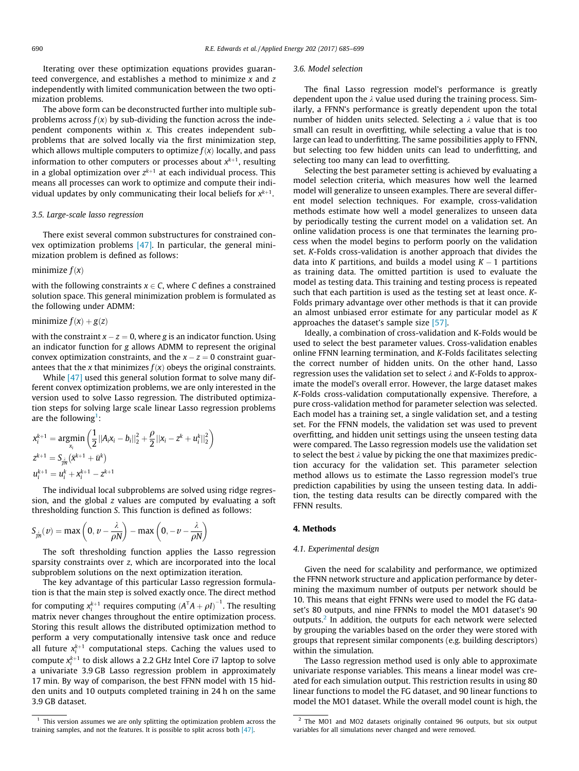Iterating over these optimization equations provides guaranteed convergence, and establishes a method to minimize $x$ and $z$ independently with limited communication between the two optimization problems.

The above form can be deconstructed further into multiple subproblems across $f(x)$ by sub-dividing the function across the independent components within $x$. This creates independent subproblems that are solved locally via the first minimization step, which allows multiple computers to optimize $f(x)$ locally, and pass information to other computers or processes about $x^{k+1}$, resulting in a global optimization over $z^{k+1}$ at each individual process. This means all processes can work to optimize and compute their individual updates by only communicating their local beliefs for $x^{k+1}$.

### 3.5. Large-scale lasso regression

There exist several common substructures for constrained convex optimization problems [47]. In particular, the general minimization problem is defined as follows:

minimize $f(x)$

with the following constraints $x \in C$, where $C$ defines a constrained solution space. This general minimization problem is formulated as the following under ADMM:

minimize $f(x) + g(z)$

with the constraint $x - z = 0$, where $g$ is an indicator function. Using an indicator function for $g$ allows ADMM to represent the original convex optimization constraints, and the $x - z = 0$ constraint guarantees that the $x$ that minimizes $f(x)$ obeys the original constraints.

While [47] used this general solution format to solve many different convex optimization problems, we are only interested in the version used to solve Lasso regression. The distributed optimization steps for solving large scale linear Lasso regression problems are the following[1]:

$$x_i^{k+1} = \underset{x_i}{\operatorname{argmin}} \left( \frac{1}{2} ||A_i x_i - b_i||_2^2 + \frac{\rho}{2} ||x_i - z^k + u_i^k||_2^2 \right)$$

$$z^{k+1} = S_{\frac{\lambda}{\rho N}}(\bar{x}^{k+1} + \bar{u}^k)$$

$$u_i^{k+1} = u_i^k + x_i^{k+1} - z^{k+1}$$

The individual local subproblems are solved using ridge regression, and the global $z$ values are computed by evaluating a soft thresholding function $S$. This function is defined as follows:

$$S_{\frac{\lambda}{\rho N}}(v) = \max\left(0, v - \frac{\lambda}{\rho N}\right) - \max\left(0, -v - \frac{\lambda}{\rho N}\right)$$

The soft thresholding function applies the Lasso regression sparsity constraints over $z$, which are incorporated into the local subproblem solutions on the next optimization iteration.

The key advantage of this particular Lasso regression formulation is that the main step is solved exactly once. The direct method for computing $x_i^{k+1}$ requires computing $(A^\top A + \rho I)^{-1}$. The resulting matrix never changes throughout the entire optimization process. Storing this result allows the distributed optimization method to perform a very computationally intensive task once and reduce all future $x_i^{k+1}$ computational steps. Caching the values used to compute $x_i^{k+1}$ to disk allows a 2.2 GHz Intel Core i7 laptop to solve a univariate 3.9 GB Lasso regression problem in approximately 17 min. By way of comparison, the best FFNN model with 15 hidden units and 10 outputs completed training in 24 h on the same 3.9 GB dataset.

### 3.6. Model selection

The final Lasso regression model's performance is greatly dependent upon the $\lambda$ value used during the training process. Similarly, a FFNN's performance is greatly dependent upon the total number of hidden units selected. Selecting a $\lambda$ value that is too small can result in overfitting, while selecting a value that is too large can lead to underfitting. The same possibilities apply to FFNN, but selecting too few hidden units can lead to underfitting, and selecting too many can lead to overfitting.

Selecting the best parameter setting is achieved by evaluating a model selection criteria, which measures how well the learned model will generalize to unseen examples. There are several different model selection techniques. For example, cross-validation methods estimate how well a model generalizes to unseen data by periodically testing the current model on a validation set. An online validation process is one that terminates the learning process when the model begins to perform poorly on the validation set. $K$-Folds cross-validation is another approach that divides the data into $K$ partitions, and builds a model using $K - 1$ partitions as training data. The omitted partition is used to evaluate the model as testing data. This training and testing process is repeated such that each partition is used as the testing set at least once. $K$-Folds primary advantage over other methods is that it can provide an almost unbiased error estimate for any particular model as $K$ approaches the dataset's sample size [57].

Ideally, a combination of cross-validation and K-Folds would be used to select the best parameter values. Cross-validation enables online FFNN learning termination, and $K$-Folds facilitates selecting the correct number of hidden units. On the other hand, Lasso regression uses the validation set to select $\lambda$ and $K$-Folds to approximate the model's overall error. However, the large dataset makes $K$-Folds cross-validation computationally expensive. Therefore, a pure cross-validation method for parameter selection was selected. Each model has a training set, a single validation set, and a testing set. For the FFNN models, the validation set was used to prevent overfitting, and hidden unit settings using the unseen testing data were compared. The Lasso regression models use the validation set to select the best $\lambda$ value by picking the one that maximizes prediction accuracy for the validation set. This parameter selection method allows us to estimate the Lasso regression model's true prediction capabilities by using the unseen testing data. In addition, the testing data results can be directly compared with the FFNN results.

## 4. Methods

### 4.1. Experimental design

Given the need for scalability and performance, we optimized the FFNN network structure and application performance by determining the maximum number of outputs per network should be 10. This means that eight FFNNs were used to model the FG dataset's 80 outputs, and nine FFNNs to model the MO1 dataset's 90 outputs.[2] In addition, the outputs for each network were selected by grouping the variables based on the order they were stored with groups that represent similar components (e.g. building descriptors) within the simulation.

The Lasso regression method used is only able to approximate univariate response variables. This means a linear model was created for each simulation output. This restriction results in using 80 linear functions to model the FG dataset, and 90 linear functions to model the MO1 dataset. While the overall model count is high, the

[1] This version assumes we are only splitting the optimization problem across the training samples, and not the features. It is possible to split across both [47].

[2] The MO1 and MO2 datasets originally contained 96 outputs, but six output variables for all simulations never changed and were removed.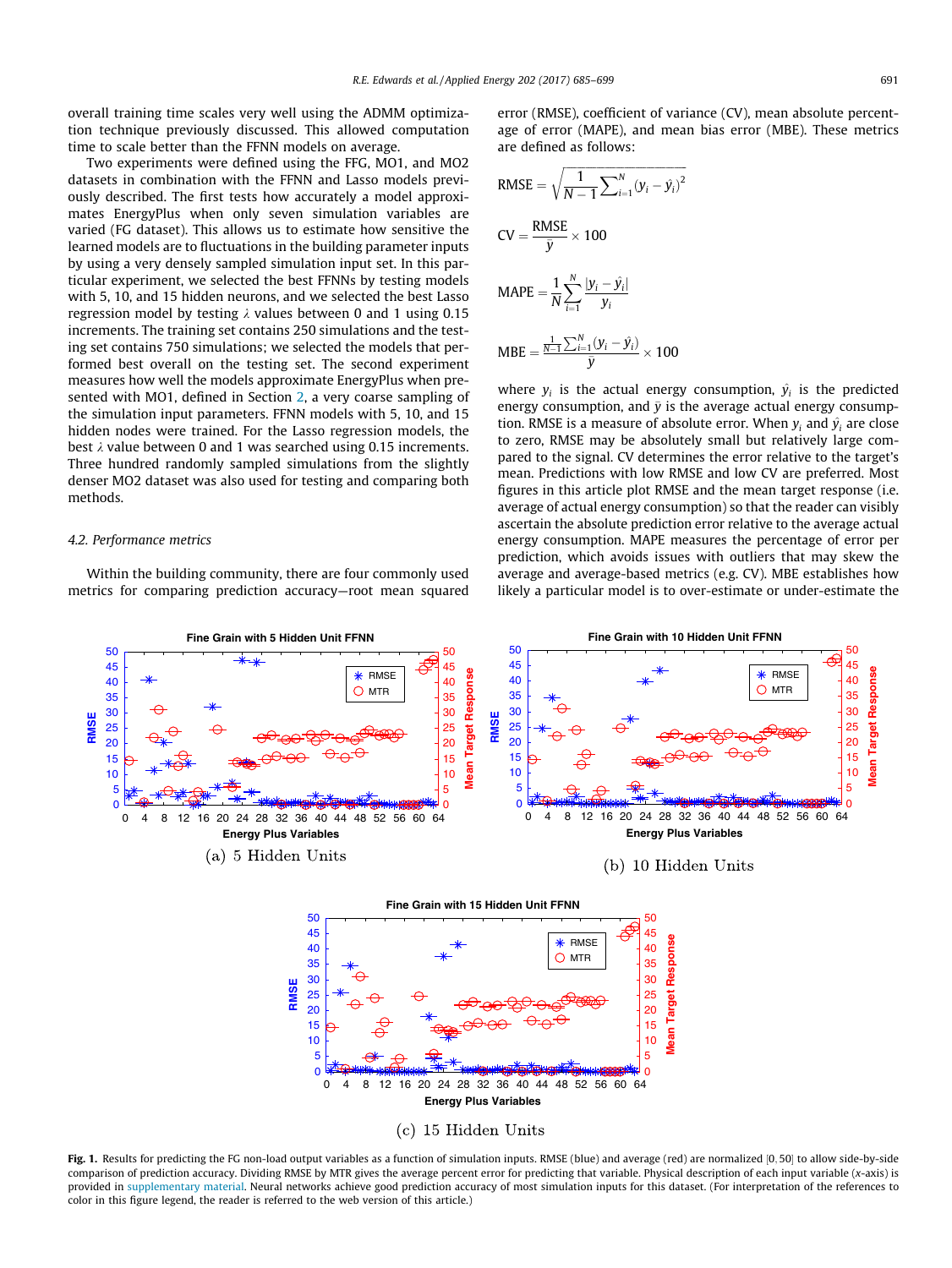overall training time scales very well using the ADMM optimization technique previously discussed. This allowed computation time to scale better than the FFNN models on average.

Two experiments were defined using the FFG, MO1, and MO2 datasets in combination with the FFNN and Lasso models previously described. The first tests how accurately a model approximates EnergyPlus when only seven simulation variables are varied (FG dataset). This allows us to estimate how sensitive the learned models are to fluctuations in the building parameter inputs by using a very densely sampled simulation input set. In this particular experiment, we selected the best FFNNs by testing models with 5, 10, and 15 hidden neurons, and we selected the best Lasso regression model by testing $\lambda$ values between 0 and 1 using 0.15 increments. The training set contains 250 simulations and the testing set contains 750 simulations; we selected the models that performed best overall on the testing set. The second experiment measures how well the models approximate EnergyPlus when presented with MO1, defined in Section 2, a very coarse sampling of the simulation input parameters. FFNN models with 5, 10, and 15 hidden nodes were trained. For the Lasso regression models, the best $\lambda$ value between 0 and 1 was searched using 0.15 increments. Three hundred randomly sampled simulations from the slightly denser MO2 dataset was also used for testing and comparing both methods.

### 4.2. Performance metrics

Within the building community, there are four commonly used metrics for comparing prediction accuracy—root mean squared error (RMSE), coefficient of variance (CV), mean absolute percentage of error (MAPE), and mean bias error (MBE). These metrics are defined as follows:

$$\text{RMSE} = \sqrt{\frac{1}{N-1}\sum_{i=1}^{N}(y_i - \hat{y}_i)^2}$$

$$\text{CV} = \frac{\text{RMSE}}{\bar{y}} \times 100$$

$$\text{MAPE} = \frac{1}{N}\sum_{i=1}^{N}\frac{|y_i - \hat{y}_i|}{y_i}$$

$$\text{MBE} = \frac{\frac{1}{N-1}\sum_{i=1}^{N}(y_i - \hat{y}_i)}{\bar{y}} \times 100$$

where $y_i$ is the actual energy consumption, $\hat{y}_i$ is the predicted energy consumption, and $\bar{y}$ is the average actual energy consumption. RMSE is a measure of absolute error. When $y_i$ and $\hat{y}_i$ are close to zero, RMSE may be absolutely small but relatively large compared to the signal. CV determines the error relative to the target's mean. Predictions with low RMSE and low CV are preferred. Most figures in this article plot RMSE and the mean target response (i.e. average of actual energy consumption) so that the reader can visibly ascertain the absolute prediction error relative to the average actual energy consumption. MAPE measures the percentage of error per prediction, which avoids issues with outliers that may skew the average and average-based metrics (e.g. CV). MBE establishes how likely a particular model is to over-estimate or under-estimate the

(a) 5 Hidden Units

(b) 10 Hidden Units

(c) 15 Hidden Units

**Fig. 1.** Results for predicting the FG non-load output variables as a function of simulation inputs. RMSE (blue) and average (red) are normalized [0, 50] to allow side-by-side comparison of prediction accuracy. Dividing RMSE by MTR gives the average percent error for predicting that variable. Physical description of each input variable (x-axis) is provided in supplementary material. Neural networks achieve good prediction accuracy of most simulation inputs for this dataset. (For interpretation of the references to color in this figure legend, the reader is referred to the web version of this article.)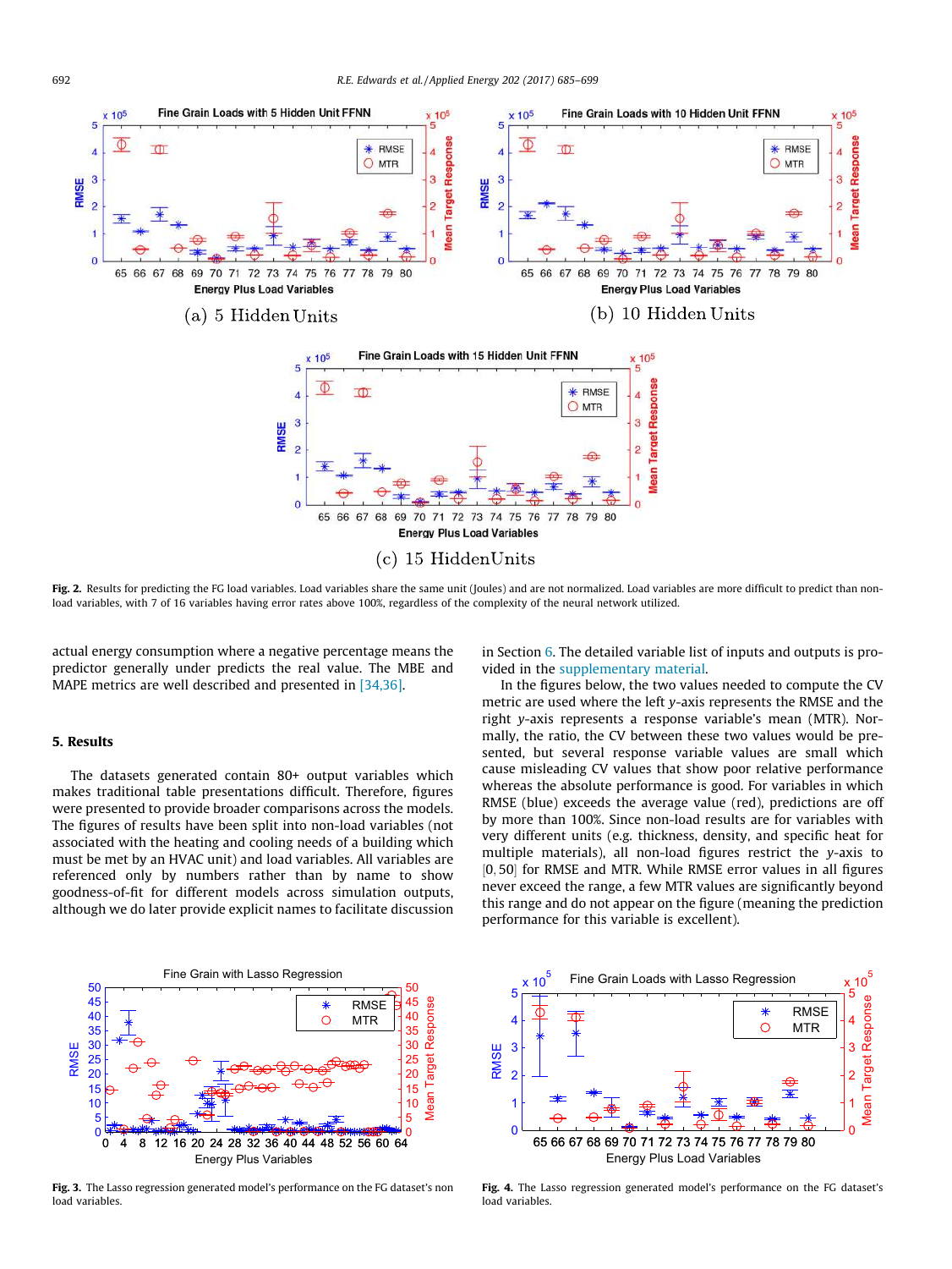Fig. 2. Results for predicting the FG load variables. Load variables share the same unit (Joules) and are not normalized. Load variables are more difficult to predict than non-load variables, with 7 of 16 variables having error rates above 100%, regardless of the complexity of the neural network utilized.

actual energy consumption where a negative percentage means the predictor generally under predicts the real value. The MBE and MAPE metrics are well described and presented in [34,36].

## 5. Results

The datasets generated contain 80+ output variables which makes traditional table presentations difficult. Therefore, figures were presented to provide broader comparisons across the models. The figures of results have been split into non-load variables (not associated with the heating and cooling needs of a building which must be met by an HVAC unit) and load variables. All variables are referenced only by numbers rather than by name to show goodness-of-fit for different models across simulation outputs, although we do later provide explicit names to facilitate discussion in Section 6. The detailed variable list of inputs and outputs is provided in the supplementary material.

In the figures below, the two values needed to compute the CV metric are used where the left $y$-axis represents the RMSE and the right $y$-axis represents a response variable's mean (MTR). Normally, the ratio, the CV between these two values would be presented, but several response variable values are small which cause misleading CV values that show poor relative performance whereas the absolute performance is good. For variables in which RMSE (blue) exceeds the average value (red), predictions are off by more than 100%. Since non-load results are for variables with very different units (e.g. thickness, density, and specific heat for multiple materials), all non-load figures restrict the $y$-axis to $[0, 50]$ for RMSE and MTR. While RMSE error values in all figures never exceed the range, a few MTR values are significantly beyond this range and do not appear on the figure (meaning the prediction performance for this variable is excellent).

Fig. 3. The Lasso regression generated model's performance on the FG dataset's non load variables.

Fig. 4. The Lasso regression generated model's performance on the FG dataset's load variables.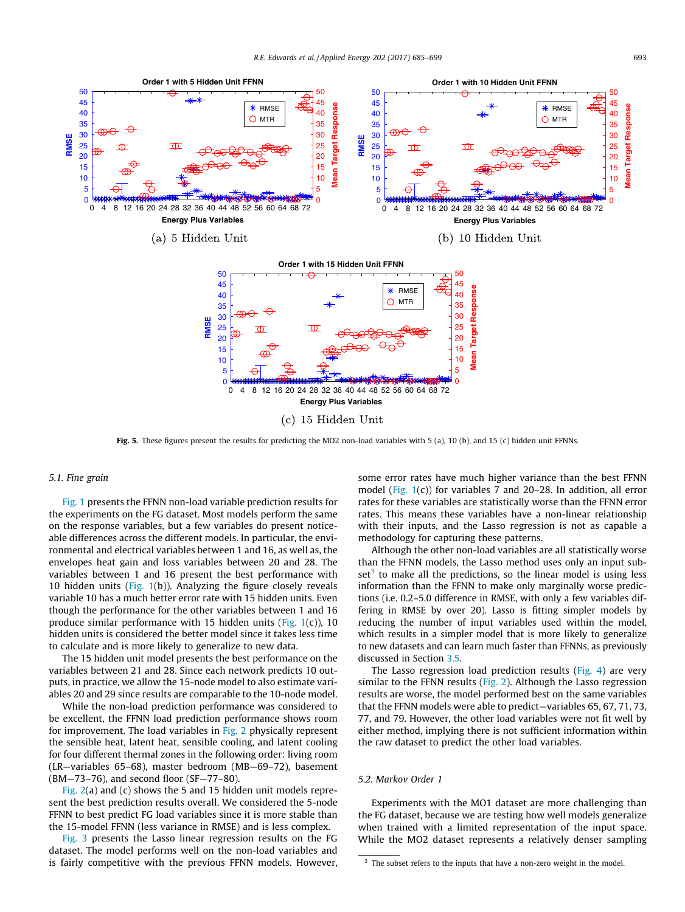Fig. 5. These figures present the results for predicting the MO2 non-load variables with 5 (a), 10 (b), and 15 (c) hidden unit FFNNs.

### 5.1. Fine grain

Fig. 1 presents the FFNN non-load variable prediction results for the experiments on the FG dataset. Most models perform the same on the response variables, but a few variables do present noticeable differences across the different models. In particular, the environmental and electrical variables between 1 and 16, as well as, the envelopes heat gain and loss variables between 20 and 28. The variables between 1 and 16 present the best performance with 10 hidden units (Fig. 1(b)). Analyzing the figure closely reveals variable 10 has a much better error rate with 15 hidden units. Even though the performance for the other variables between 1 and 16 produce similar performance with 15 hidden units (Fig. 1(c)), 10 hidden units is considered the better model since it takes less time to calculate and is more likely to generalize to new data.

The 15 hidden unit model presents the best performance on the variables between 21 and 28. Since each network predicts 10 outputs, in practice, we allow the 15-node model to also estimate variables 20 and 29 since results are comparable to the 10-node model.

While the non-load prediction performance was considered to be excellent, the FFNN load prediction performance shows room for improvement. The load variables in Fig. 2 physically represent the sensible heat, latent heat, sensible cooling, and latent cooling for four different thermal zones in the following order: living room (LR—variables 65–68), master bedroom (MB—69–72), basement (BM—73–76), and second floor (SF—77–80).

Fig. 2(a) and (c) shows the 5 and 15 hidden unit models represent the best prediction results overall. We considered the 5-node FFNN to best predict FG load variables since it is more stable than the 15-model FFNN (less variance in RMSE) and is less complex.

Fig. 3 presents the Lasso linear regression results on the FG dataset. The model performs well on the non-load variables and is fairly competitive with the previous FFNN models. However, some error rates have much higher variance than the best FFNN model (Fig. 1(c)) for variables 7 and 20–28. In addition, all error rates for these variables are statistically worse than the FFNN error rates. This means these variables have a non-linear relationship with their inputs, and the Lasso regression is not as capable a methodology for capturing these patterns.

Although the other non-load variables are all statistically worse than the FFNN models, the Lasso method uses only an input subset[3] to make all the predictions, so the linear model is using less information than the FFNN to make only marginally worse predictions (i.e. 0.2–5.0 difference in RMSE, with only a few variables differing in RMSE by over 20). Lasso is fitting simpler models by reducing the number of input variables used within the model, which results in a simpler model that is more likely to generalize to new datasets and can learn much faster than FFNNs, as previously discussed in Section 3.5.

The Lasso regression load prediction results (Fig. 4) are very similar to the FFNN results (Fig. 2). Although the Lasso regression results are worse, the model performed best on the same variables that the FFNN models were able to predict—variables 65, 67, 71, 73, 77, and 79. However, the other load variables were not fit well by either method, implying there is not sufficient information within the raw dataset to predict the other load variables.

### 5.2. Markov Order 1

Experiments with the MO1 dataset are more challenging than the FG dataset, because we are testing how well models generalize when trained with a limited representation of the input space. While the MO2 dataset represents a relatively denser sampling

[3] The subset refers to the inputs that have a non-zero weight in the model.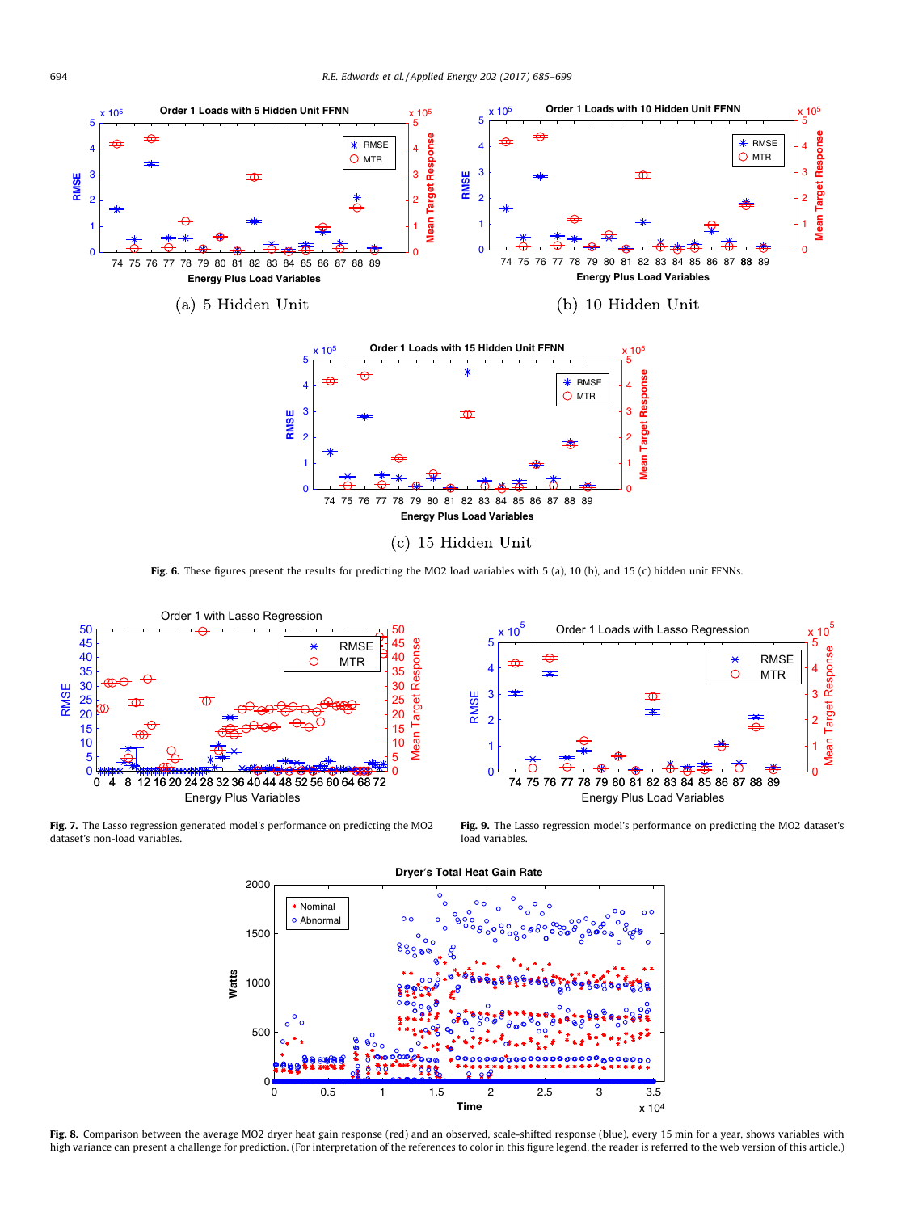(a) 5 Hidden Unit

(b) 10 Hidden Unit

(c) 15 Hidden Unit

**Fig. 6.** These figures present the results for predicting the MO2 load variables with 5 (a), 10 (b), and 15 (c) hidden unit FFNNs.

**Fig. 7.** The Lasso regression generated model's performance on predicting the MO2 dataset's non-load variables.

**Fig. 9.** The Lasso regression model's performance on predicting the MO2 dataset's load variables.

**Fig. 8.** Comparison between the average MO2 dryer heat gain response (red) and an observed, scale-shifted response (blue), every 15 min for a year, shows variables with high variance can present a challenge for prediction. (For interpretation of the references to color in this figure legend, the reader is referred to the web version of this article.)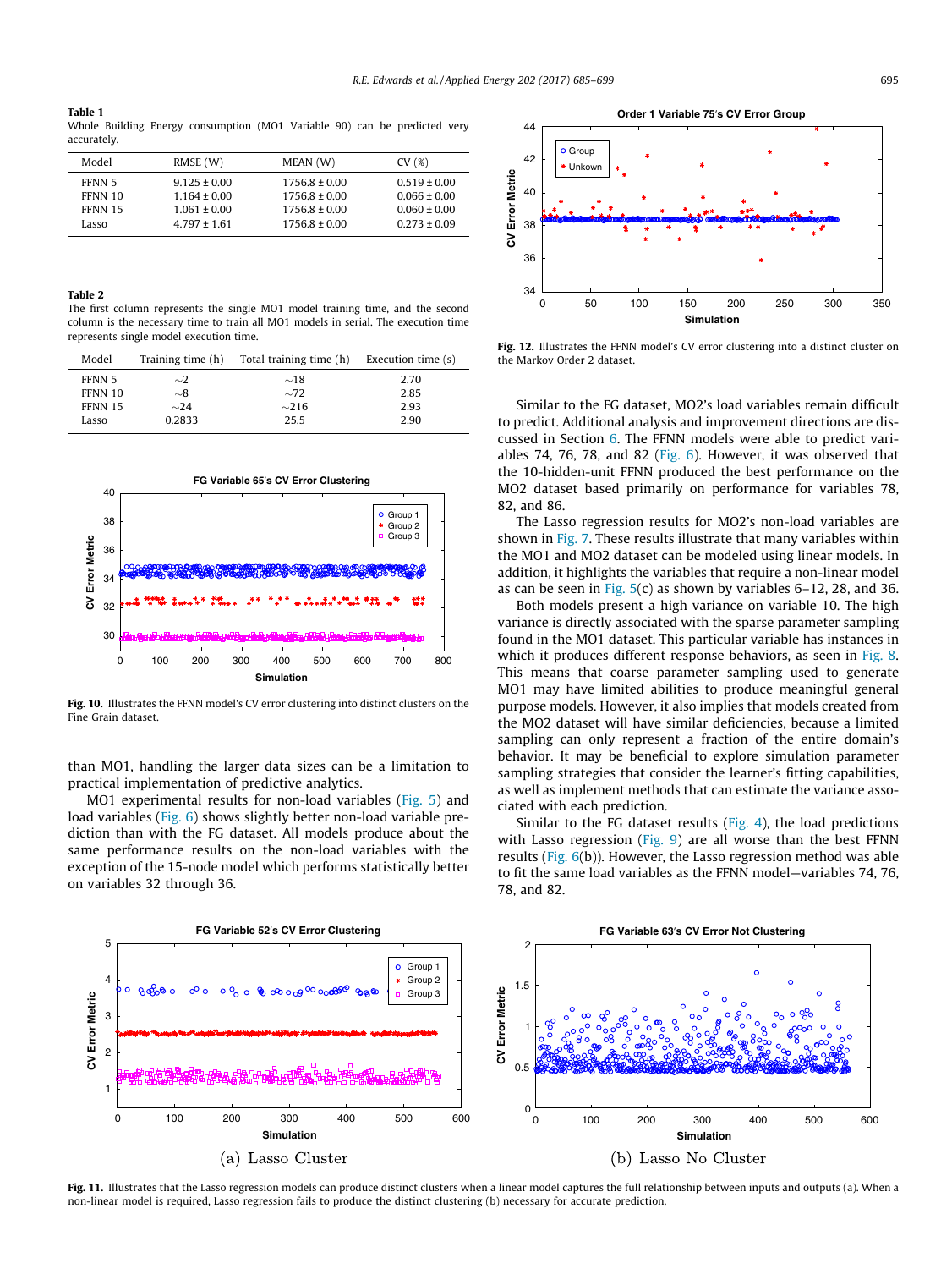**Table 1**
Whole Building Energy consumption (MO1 Variable 90) can be predicted very accurately.

| Model | RMSE (W) | MEAN (W) | CV (%) |
|---|---|---|---|
| FFNN 5 | 9.125 ± 0.00 | 1756.8 ± 0.00 | 0.519 ± 0.00 |
| FFNN 10 | 1.164 ± 0.00 | 1756.8 ± 0.00 | 0.066 ± 0.00 |
| FFNN 15 | 1.061 ± 0.00 | 1756.8 ± 0.00 | 0.060 ± 0.00 |
| Lasso | 4.797 ± 1.61 | 1756.8 ± 0.00 | 0.273 ± 0.09 |

**Table 2**
The first column represents the single MO1 model training time, and the second column is the necessary time to train all MO1 models in serial. The execution time represents single model execution time.

| Model | Training time (h) | Total training time (h) | Execution time (s) |
|---|---|---|---|
| FFNN 5 | ∼2 | ∼18 | 2.70 |
| FFNN 10 | ∼8 | ∼72 | 2.85 |
| FFNN 15 | ∼24 | ∼216 | 2.93 |
| Lasso | 0.2833 | 25.5 | 2.90 |

Fig. 10. Illustrates the FFNN model's CV error clustering into distinct clusters on the Fine Grain dataset.

than MO1, handling the larger data sizes can be a limitation to practical implementation of predictive analytics.

MO1 experimental results for non-load variables (Fig. 5) and load variables (Fig. 6) shows slightly better non-load variable prediction than with the FG dataset. All models produce about the same performance results on the non-load variables with the exception of the 15-node model which performs statistically better on variables 32 through 36.

Fig. 12. Illustrates the FFNN model's CV error clustering into a distinct cluster on the Markov Order 2 dataset.

Similar to the FG dataset, MO2's load variables remain difficult to predict. Additional analysis and improvement directions are discussed in Section 6. The FFNN models were able to predict variables 74, 76, 78, and 82 (Fig. 6). However, it was observed that the 10-hidden-unit FFNN produced the best performance on the MO2 dataset based primarily on performance for variables 78, 82, and 86.

The Lasso regression results for MO2's non-load variables are shown in Fig. 7. These results illustrate that many variables within the MO1 and MO2 dataset can be modeled using linear models. In addition, it highlights the variables that require a non-linear model as can be seen in Fig. 5(c) as shown by variables 6–12, 28, and 36.

Both models present a high variance on variable 10. The high variance is directly associated with the sparse parameter sampling found in the MO1 dataset. This particular variable has instances in which it produces different response behaviors, as seen in Fig. 8. This means that coarse parameter sampling used to generate MO1 may have limited abilities to produce meaningful general purpose models. However, it also implies that models created from the MO2 dataset will have similar deficiencies, because a limited sampling can only represent a fraction of the entire domain's behavior. It may be beneficial to explore simulation parameter sampling strategies that consider the learner's fitting capabilities, as well as implement methods that can estimate the variance associated with each prediction.

Similar to the FG dataset results (Fig. 4), the load predictions with Lasso regression (Fig. 9) are all worse than the best FFNN results (Fig. 6(b)). However, the Lasso regression method was able to fit the same load variables as the FFNN model—variables 74, 76, 78, and 82.

(a) Lasso Cluster

(b) Lasso No Cluster

Fig. 11. Illustrates that the Lasso regression models can produce distinct clusters when a linear model captures the full relationship between inputs and outputs (a). When a non-linear model is required, Lasso regression fails to produce the distinct clustering (b) necessary for accurate prediction.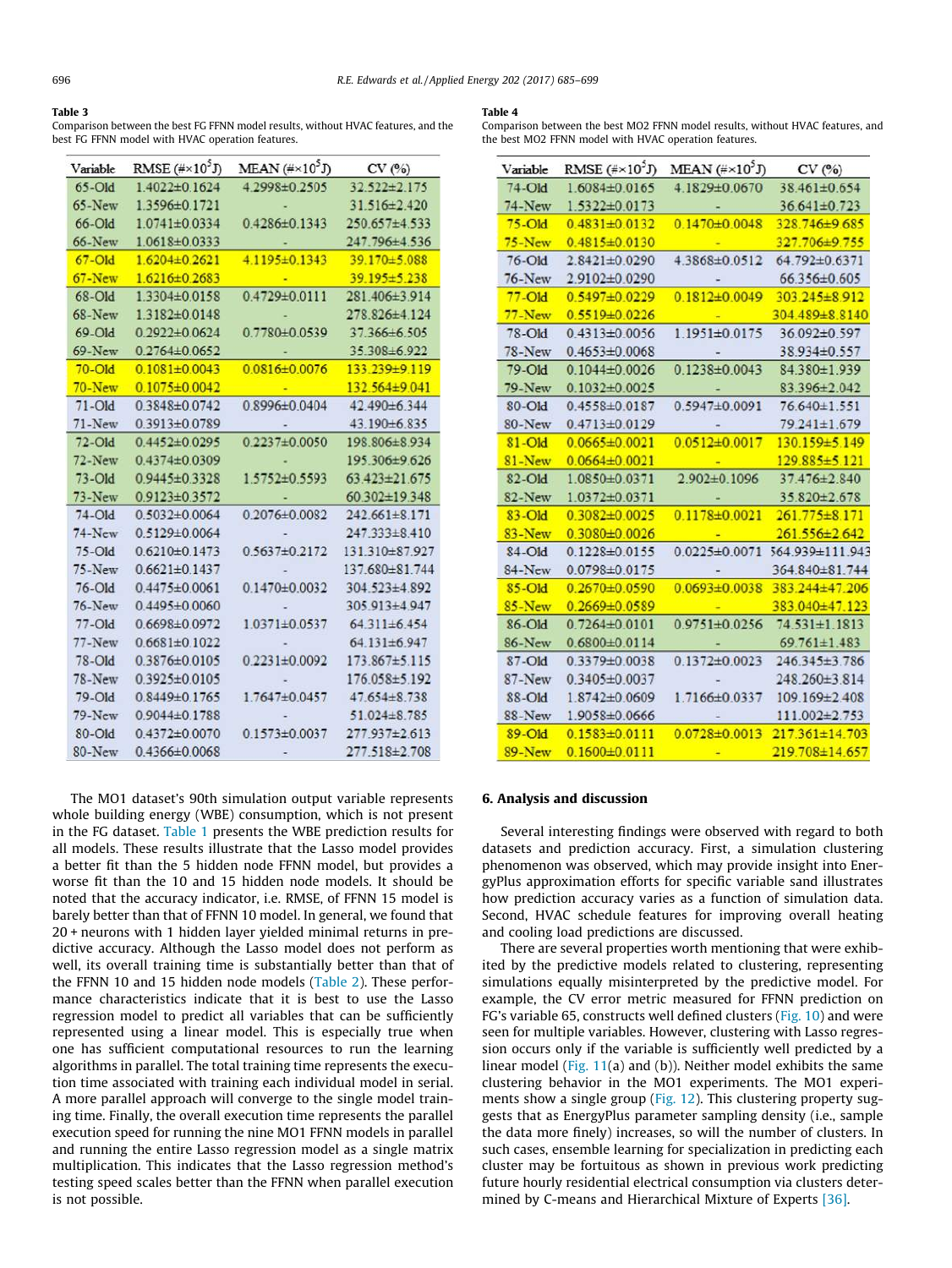**Table 3**
Comparison between the best FG FFNN model results, without HVAC features, and the best FG FFNN model with HVAC operation features.

| Variable | RMSE (#×10$^5$J) | MEAN (#×10$^5$J) | CV (%) |
|---|---|---|---|
| 65-Old | 1.4022±0.1624 | 4.2998±0.2505 | 32.522±2.175 |
| 65-New | 1.3596±0.1721 | - | 31.516±2.420 |
| 66-Old | 1.0741±0.0334 | 0.4286±0.1343 | 250.657±4.533 |
| 66-New | 1.0618±0.0333 | - | 247.796±4.536 |
| 67-Old | 1.6204±0.2621 | 4.1195±0.1343 | 39.170±5.088 |
| 67-New | 1.6216±0.2683 | - | 39.195±5.238 |
| 68-Old | 1.3304±0.0158 | 0.4729±0.0111 | 281.406±3.914 |
| 68-New | 1.3182±0.0148 | - | 278.826±4.124 |
| 69-Old | 0.2922±0.0624 | 0.7780±0.0539 | 37.366±6.505 |
| 69-New | 0.2764±0.0652 | - | 35.308±6.922 |
| 70-Old | 0.1081±0.0043 | 0.0816±0.0076 | 133.239±9.119 |
| 70-New | 0.1075±0.0042 | - | 132.564±9.041 |
| 71-Old | 0.3848±0.0742 | 0.8996±0.0404 | 42.490±6.344 |
| 71-New | 0.3913±0.0789 | - | 43.190±6.835 |
| 72-Old | 0.4452±0.0295 | 0.2237±0.0050 | 198.806±8.934 |
| 72-New | 0.4374±0.0309 | - | 195.306±9.626 |
| 73-Old | 0.9445±0.3328 | 1.5752±0.5593 | 63.423±21.675 |
| 73-New | 0.9123±0.3572 | - | 60.302±19.348 |
| 74-Old | 0.5032±0.0064 | 0.2076±0.0082 | 242.661±8.171 |
| 74-New | 0.5129±0.0064 | - | 247.333±8.410 |
| 75-Old | 0.6210±0.1473 | 0.5637±0.2172 | 131.310±87.927 |
| 75-New | 0.6621±0.1437 | - | 137.680±81.744 |
| 76-Old | 0.4475±0.0061 | 0.1470±0.0032 | 304.523±4.892 |
| 76-New | 0.4495±0.0060 | - | 305.913±4.947 |
| 77-Old | 0.6698±0.0972 | 1.0371±0.0537 | 64.311±6.454 |
| 77-New | 0.6681±0.1022 | - | 64.131±6.947 |
| 78-Old | 0.3876±0.0105 | 0.2231±0.0092 | 173.867±5.115 |
| 78-New | 0.3925±0.0105 | - | 176.058±5.192 |
| 79-Old | 0.8449±0.1765 | 1.7647±0.0457 | 47.654±8.738 |
| 79-New | 0.9044±0.1788 | - | 51.024±8.785 |
| 80-Old | 0.4372±0.0070 | 0.1573±0.0037 | 277.937±2.613 |
| 80-New | 0.4366±0.0068 | - | 277.518±2.708 |

**Table 4**
Comparison between the best MO2 FFNN model results, without HVAC features, and the best MO2 FFNN model with HVAC operation features.

| Variable | RMSE (#×10$^5$J) | MEAN (#×10$^5$J) | CV (%) |
|---|---|---|---|
| 74-Old | 1.6084±0.0165 | 4.1829±0.0670 | 38.461±0.654 |
| 74-New | 1.5322±0.0173 | - | 36.641±0.723 |
| 75-Old | 0.4831±0.0132 | 0.1470±0.0048 | 328.746±9.685 |
| 75-New | 0.4815±0.0130 | - | 327.706±9.755 |
| 76-Old | 2.8421±0.0290 | 4.3868±0.0512 | 64.792±0.6371 |
| 76-New | 2.9102±0.0290 | - | 66.356±0.605 |
| 77-Old | 0.5497±0.0229 | 0.1812±0.0049 | 303.245±8.912 |
| 77-New | 0.5519±0.0226 | - | 304.489±8.8140 |
| 78-Old | 0.4313±0.0056 | 1.1951±0.0175 | 36.092±0.597 |
| 78-New | 0.4653±0.0068 | - | 38.934±0.557 |
| 79-Old | 0.1044±0.0026 | 0.1238±0.0043 | 84.380±1.939 |
| 79-New | 0.1032±0.0025 | - | 83.396±2.042 |
| 80-Old | 0.4558±0.0187 | 0.5947±0.0091 | 76.640±1.551 |
| 80-New | 0.4713±0.0129 | - | 79.241±1.679 |
| 81-Old | 0.0665±0.0021 | 0.0512±0.0017 | 130.159±5.149 |
| 81-New | 0.0664±0.0021 | - | 129.885±5.121 |
| 82-Old | 1.0850±0.0371 | 2.902±0.1096 | 37.476±2.840 |
| 82-New | 1.0372±0.0371 | - | 35.820±2.678 |
| 83-Old | 0.3082±0.0025 | 0.1178±0.0021 | 261.775±8.171 |
| 83-New | 0.3080±0.0026 | - | 261.556±2.642 |
| 84-Old | 0.1228±0.0155 | 0.0225±0.0071 | 364.939±111.943 |
| 84-New | 0.0798±0.0175 | - | 364.840±81.744 |
| 85-Old | 0.2670±0.0590 | 0.0693±0.0038 | 383.244±47.206 |
| 85-New | 0.2669±0.0589 | - | 383.040±47.123 |
| 86-Old | 0.7264±0.0101 | 0.9751±0.0256 | 74.531±1.1813 |
| 86-New | 0.6800±0.0114 | - | 69.761±1.483 |
| 87-Old | 0.3379±0.0038 | 0.1372±0.0023 | 246.345±3.786 |
| 87-New | 0.3405±0.0037 | - | 248.260±3.814 |
| 88-Old | 1.8742±0.0609 | 1.7166±0.0337 | 109.169±2.408 |
| 88-New | 1.9058±0.0666 | - | 111.002±2.753 |
| 89-Old | 0.1583±0.0111 | 0.0728±0.0013 | 217.361±14.703 |
| 89-New | 0.1600±0.0111 | - | 219.708±14.657 |

The MO1 dataset's 90th simulation output variable represents whole building energy (WBE) consumption, which is not present in the FG dataset. Table 1 presents the WBE prediction results for all models. These results illustrate that the Lasso model provides a better fit than the 5 hidden node FFNN model, but provides a worse fit than the 10 and 15 hidden node models. It should be noted that the accuracy indicator, i.e. RMSE, of FFNN 15 model is barely better than that of FFNN 10 model. In general, we found that 20 + neurons with 1 hidden layer yielded minimal returns in predictive accuracy. Although the Lasso model does not perform as well, its overall training time is substantially better than that of the FFNN 10 and 15 hidden node models (Table 2). These performance characteristics indicate that it is best to use the Lasso regression model to predict all variables that can be sufficiently represented using a linear model. This is especially true when one has sufficient computational resources to run the learning algorithms in parallel. The total training time represents the execution time associated with training each individual model in serial. A more parallel approach will converge to the single model training time. Finally, the overall execution time represents the parallel execution speed for running the nine MO1 FFNN models in parallel and running the entire Lasso regression model as a single matrix multiplication. This indicates that the Lasso regression method's testing speed scales better than the FFNN when parallel execution is not possible.

## 6. Analysis and discussion

Several interesting findings were observed with regard to both datasets and prediction accuracy. First, a simulation clustering phenomenon was observed, which may provide insight into EnergyPlus approximation efforts for specific variable sand illustrates how prediction accuracy varies as a function of simulation data. Second, HVAC schedule features for improving overall heating and cooling load predictions are discussed.

There are several properties worth mentioning that were exhibited by the predictive models related to clustering, representing simulations equally misinterpreted by the predictive model. For example, the CV error metric measured for FFNN prediction on FG's variable 65, constructs well defined clusters (Fig. 10) and were seen for multiple variables. However, clustering with Lasso regression occurs only if the variable is sufficiently well predicted by a linear model (Fig. 11(a) and (b)). Neither model exhibits the same clustering behavior in the MO1 experiments. The MO1 experiments show a single group (Fig. 12). This clustering property suggests that as EnergyPlus parameter sampling density (i.e., sample the data more finely) increases, so will the number of clusters. In such cases, ensemble learning for specialization in predicting each cluster may be fortuitous as shown in previous work predicting future hourly residential electrical consumption via clusters determined by C-means and Hierarchical Mixture of Experts [36].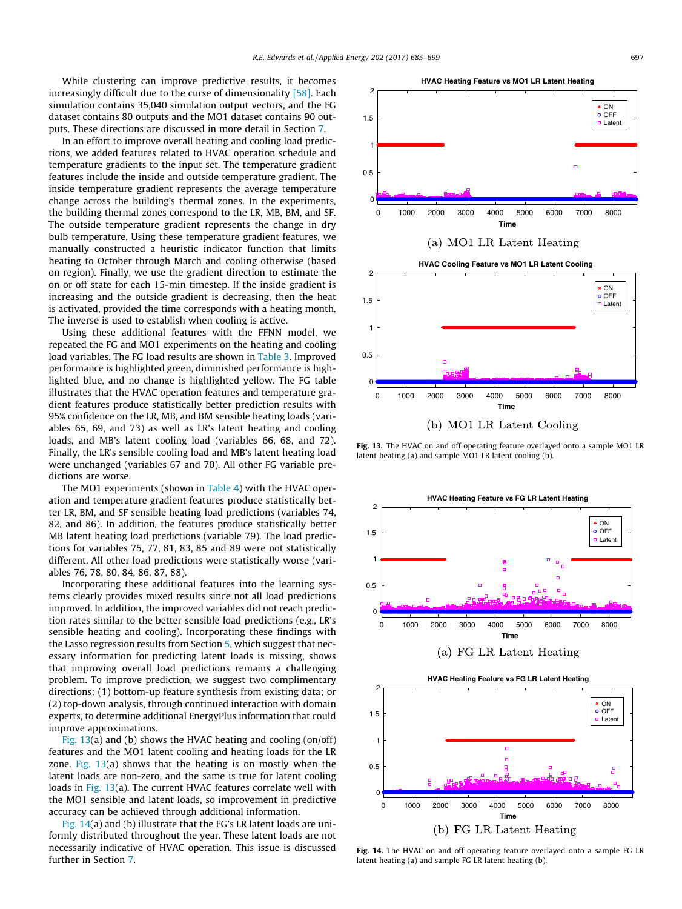While clustering can improve predictive results, it becomes increasingly difficult due to the curse of dimensionality [58]. Each simulation contains 35,040 simulation output vectors, and the FG dataset contains 80 outputs and the MO1 dataset contains 90 outputs. These directions are discussed in more detail in Section 7.

In an effort to improve overall heating and cooling load predictions, we added features related to HVAC operation schedule and temperature gradients to the input set. The temperature gradient features include the inside and outside temperature gradient. The inside temperature gradient represents the average temperature change across the building's thermal zones. In the experiments, the building thermal zones correspond to the LR, MB, BM, and SF. The outside temperature gradient represents the change in dry bulb temperature. Using these temperature gradient features, we manually constructed a heuristic indicator function that limits heating to October through March and cooling otherwise (based on region). Finally, we use the gradient direction to estimate the on or off state for each 15-min timestep. If the inside gradient is increasing and the outside gradient is decreasing, then the heat is activated, provided the time corresponds with a heating month. The inverse is used to establish when cooling is active.

Using these additional features with the FFNN model, we repeated the FG and MO1 experiments on the heating and cooling load variables. The FG load results are shown in Table 3. Improved performance is highlighted green, diminished performance is highlighted blue, and no change is highlighted yellow. The FG table illustrates that the HVAC operation features and temperature gradient features produce statistically better prediction results with 95% confidence on the LR, MB, and BM sensible heating loads (variables 65, 69, and 73) as well as LR's latent heating and cooling loads, and MB's latent cooling load (variables 66, 68, and 72). Finally, the LR's sensible cooling load and MB's latent heating load were unchanged (variables 67 and 70). All other FG variable predictions are worse.

The MO1 experiments (shown in Table 4) with the HVAC operation and temperature gradient features produce statistically better LR, BM, and SF sensible heating load predictions (variables 74, 82, and 86). In addition, the features produce statistically better MB latent heating load predictions (variable 79). The load predictions for variables 75, 77, 81, 83, 85 and 89 were not statistically different. All other load predictions were statistically worse (variables 76, 78, 80, 84, 86, 87, 88).

Incorporating these additional features into the learning systems clearly provides mixed results since not all load predictions improved. In addition, the improved variables did not reach prediction rates similar to the better sensible load predictions (e.g., LR's sensible heating and cooling). Incorporating these findings with the Lasso regression results from Section 5, which suggest that necessary information for predicting latent loads is missing, shows that improving overall load predictions remains a challenging problem. To improve prediction, we suggest two complimentary directions: (1) bottom-up feature synthesis from existing data; or (2) top-down analysis, through continued interaction with domain experts, to determine additional EnergyPlus information that could improve approximations.

Fig. 13(a) and (b) shows the HVAC heating and cooling (on/off) features and the MO1 latent cooling and heating loads for the LR zone. Fig. 13(a) shows that the heating is on mostly when the latent loads are non-zero, and the same is true for latent cooling loads in Fig. 13(a). The current HVAC features correlate well with the MO1 sensible and latent loads, so improvement in predictive accuracy can be achieved through additional information.

Fig. 14(a) and (b) illustrate that the FG's LR latent loads are uniformly distributed throughout the year. These latent loads are not necessarily indicative of HVAC operation. This issue is discussed further in Section 7.

(a) MO1 LR Latent Heating

(b) MO1 LR Latent Cooling

**Fig. 13.** The HVAC on and off operating feature overlayed onto a sample MO1 LR latent heating (a) and sample MO1 LR latent cooling (b).

(a) FG LR Latent Heating

(b) FG LR Latent Heating

**Fig. 14.** The HVAC on and off operating feature overlayed onto a sample FG LR latent heating (a) and sample FG LR latent heating (b).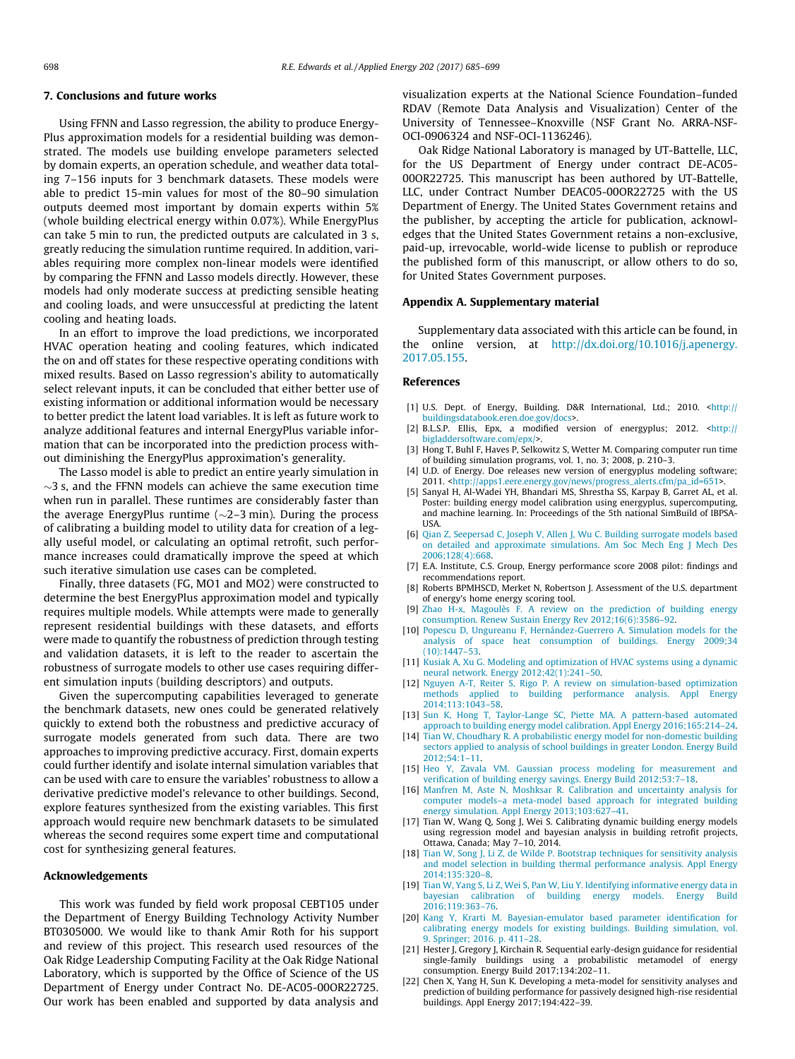## 7. Conclusions and future works

Using FFNN and Lasso regression, the ability to produce EnergyPlus approximation models for a residential building was demonstrated. The models use building envelope parameters selected by domain experts, an operation schedule, and weather data totaling 7–156 inputs for 3 benchmark datasets. These models were able to predict 15-min values for most of the 80–90 simulation outputs deemed most important by domain experts within 5% (whole building electrical energy within 0.07%). While EnergyPlus can take 5 min to run, the predicted outputs are calculated in 3 s, greatly reducing the simulation runtime required. In addition, variables requiring more complex non-linear models were identified by comparing the FFNN and Lasso models directly. However, these models had only moderate success at predicting sensible heating and cooling loads, and were unsuccessful at predicting the latent cooling and heating loads.

In an effort to improve the load predictions, we incorporated HVAC operation heating and cooling features, which indicated the on and off states for these respective operating conditions with mixed results. Based on Lasso regression's ability to automatically select relevant inputs, it can be concluded that either better use of existing information or additional information would be necessary to better predict the latent load variables. It is left as future work to analyze additional features and internal EnergyPlus variable information that can be incorporated into the prediction process without diminishing the EnergyPlus approximation's generality.

The Lasso model is able to predict an entire yearly simulation in $\sim$3 s, and the FFNN models can achieve the same execution time when run in parallel. These runtimes are considerably faster than the average EnergyPlus runtime ($\sim$2–3 min). During the process of calibrating a building model to utility data for creation of a legally useful model, or calculating an optimal retrofit, such performance increases could dramatically improve the speed at which such iterative simulation use cases can be completed.

Finally, three datasets (FG, MO1 and MO2) were constructed to determine the best EnergyPlus approximation model and typically requires multiple models. While attempts were made to generally represent residential buildings with these datasets, and efforts were made to quantify the robustness of prediction through testing and validation datasets, it is left to the reader to ascertain the robustness of surrogate models to other use cases requiring different simulation inputs (building descriptors) and outputs.

Given the supercomputing capabilities leveraged to generate the benchmark datasets, new ones could be generated relatively quickly to extend both the robustness and predictive accuracy of surrogate models generated from such data. There are two approaches to improving predictive accuracy. First, domain experts could further identify and isolate internal simulation variables that can be used with care to ensure the variables' robustness to allow a derivative predictive model's relevance to other buildings. Second, explore features synthesized from the existing variables. This first approach would require new benchmark datasets to be simulated whereas the second requires some expert time and computational cost for synthesizing general features.

## Acknowledgements

This work was funded by field work proposal CEBT105 under the Department of Energy Building Technology Activity Number BT0305000. We would like to thank Amir Roth for his support and review of this project. This research used resources of the Oak Ridge Leadership Computing Facility at the Oak Ridge National Laboratory, which is supported by the Office of Science of the US Department of Energy under Contract No. DE-AC05-00OR22725. Our work has been enabled and supported by data analysis and visualization experts at the National Science Foundation–funded RDAV (Remote Data Analysis and Visualization) Center of the University of Tennessee–Knoxville (NSF Grant No. ARRA-NSF-OCI-0906324 and NSF-OCI-1136246).

Oak Ridge National Laboratory is managed by UT-Battelle, LLC, for the US Department of Energy under contract DE-AC05-00OR22725. This manuscript has been authored by UT-Battelle, LLC, under Contract Number DEAC05-00OR22725 with the US Department of Energy. The United States Government retains and the publisher, by accepting the article for publication, acknowledges that the United States Government retains a non-exclusive, paid-up, irrevocable, world-wide license to publish or reproduce the published form of this manuscript, or allow others to do so, for United States Government purposes.

## Appendix A. Supplementary material

Supplementary data associated with this article can be found, in the online version, at http://dx.doi.org/10.1016/j.apenergy.2017.05.155.

## References

[1] U.S. Dept. of Energy, Building. D&R International, Ltd.; 2010. <http://buildingsdatabook.eren.doe.gov/docs>.

[2] B.L.S.P. Ellis, Epx, a modified version of energyplus; 2012. <http://bigladdersoftware.com/epx/>.

[3] Hong T, Buhl F, Haves P, Selkowitz S, Wetter M. Comparing computer run time of building simulation programs, vol. 1, no. 3; 2008, p. 210–3.

[4] U.D. of Energy. Doe releases new version of energyplus modeling software; 2011. <http://apps1.eere.energy.gov/news/progress_alerts.cfm/pa_id=651>.

[5] Sanyal H, Al-Wadei YH, Bhandari MS, Shrestha SS, Karpay B, Garret AL, et al. Poster: building energy model calibration using energyplus, supercomputing, and machine learning. In: Proceedings of the 5th national SimBuild of IBPSA-USA.

[6] Qian Z, Seepersad C, Joseph V, Allen J, Wu C. Building surrogate models based on detailed and approximate simulations. Am Soc Mech Eng J Mech Des 2006;128(4):668.

[7] E.A. Institute, C.S. Group, Energy performance score 2008 pilot: findings and recommendations report.

[8] Roberts BPMHSCD, Merket N, Robertson J. Assessment of the U.S. department of energy's home energy scoring tool.

[9] Zhao H-x, Magoulès F. A review on the prediction of building energy consumption. Renew Sustain Energy Rev 2012;16(6):3586–92.

[10] Popescu D, Ungureanu F, Hernández-Guerrero A. Simulation models for the analysis of space heat consumption of buildings. Energy 2009;34(10):1447–53.

[11] Kusiak A, Xu G. Modeling and optimization of HVAC systems using a dynamic neural network. Energy 2012;42(1):241–50.

[12] Nguyen A-T, Reiter S, Rigo P. A review on simulation-based optimization methods applied to building performance analysis. Appl Energy 2014;113:1043–58.

[13] Sun K, Hong T, Taylor-Lange SC, Piette MA. A pattern-based automated approach to building energy model calibration. Appl Energy 2016;165:214–24.

[14] Tian W, Choudhary R. A probabilistic energy model for non-domestic building sectors applied to analysis of school buildings in greater London. Energy Build 2012;54:1–11.

[15] Heo Y, Zavala VM. Gaussian process modeling for measurement and verification of building energy savings. Energy Build 2012;53:7–18.

[16] Manfren M, Aste N, Moshksar R. Calibration and uncertainty analysis for computer models–a meta-model based approach for integrated building energy simulation. Appl Energy 2013;103:627–41.

[17] Tian W, Wang Q, Song J, Wei S. Calibrating dynamic building energy models using regression model and bayesian analysis in building retrofit projects, Ottawa, Canada; May 7–10, 2014.

[18] Tian W, Song J, Li Z, de Wilde P. Bootstrap techniques for sensitivity analysis and model selection in building thermal performance analysis. Appl Energy 2014;135:320–8.

[19] Tian W, Yang S, Li Z, Wei S, Pan W, Liu Y. Identifying informative energy data in bayesian calibration of building energy models. Energy Build 2016;119:363–76.

[20] Kang Y, Krarti M. Bayesian-emulator based parameter identification for calibrating energy models for existing buildings. Building simulation, vol. 9. Springer; 2016. p. 411–28.

[21] Hester J, Gregory J, Kirchain R. Sequential early-design guidance for residential single-family buildings using a probabilistic metamodel of energy consumption. Energy Build 2017;134:202–11.

[22] Chen X, Yang H, Sun K. Developing a meta-model for sensitivity analyses and prediction of building performance for passively designed high-rise residential buildings. Appl Energy 2017;194:422–39.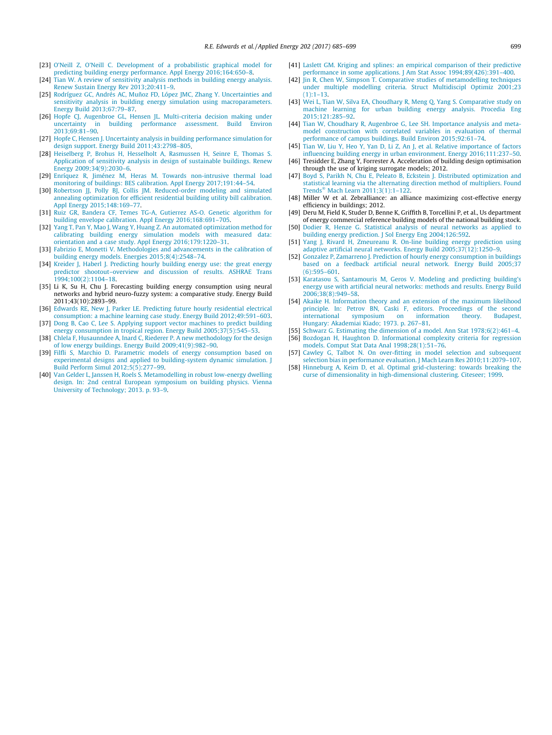[23] O'Neill Z, O'Neill C. Development of a probabilistic graphical model for predicting building energy performance. Appl Energy 2016;164:650–8.

[24] Tian W. A review of sensitivity analysis methods in building energy analysis. Renew Sustain Energy Rev 2013;20:411–9.

[25] Rodríguez GC, Andrés AC, Muñoz FD, López JMC, Zhang Y. Uncertainties and sensitivity analysis in building energy simulation using macroparameters. Energy Build 2013;67:79–87.

[26] Hopfe CJ, Augenbroe GL, Hensen JL. Multi-criteria decision making under uncertainty in building performance assessment. Build Environ 2013;69:81–90.

[27] Hopfe C, Hensen J. Uncertainty analysis in building performance simulation for design support. Energy Build 2011;43:2798–805.

[28] Heiselberg P, Brohus H, Hesselholt A, Rasmussen H, Seinre E, Thomas S. Application of sensitivity analysis in design of sustainable buildings. Renew Energy 2009;34(9):2030–6.

[29] Enríquez R, Jiménez M, Heras M. Towards non-intrusive thermal load monitoring of buildings: BES calibration. Appl Energy 2017;191:44–54.

[30] Robertson JJ, Polly BJ, Collis JM. Reduced-order modeling and simulated annealing optimization for efficient residential building utility bill calibration. Appl Energy 2015;148:169–77.

[31] Ruiz GR, Bandera CF, Temes TG-A, Gutierrez AS-O. Genetic algorithm for building envelope calibration. Appl Energy 2016;168:691–705.

[32] Yang T, Pan Y, Mao J, Wang Y, Huang Z. An automated optimization method for calibrating building energy simulation models with measured data: orientation and a case study. Appl Energy 2016;179:1220–31.

[33] Fabrizio E, Monetti V. Methodologies and advancements in the calibration of building energy models. Energies 2015;8(4):2548–74.

[34] Kreider J, Haberl J. Predicting hourly building energy use: the great energy predictor shootout–overview and discussion of results. ASHRAE Trans 1994;100(2):1104–18.

[35] Li K, Su H, Chu J. Forecasting building energy consumption using neural networks and hybrid neuro-fuzzy system: a comparative study. Energy Build 2011;43(10):2893–99.

[36] Edwards RE, New J, Parker LE. Predicting future hourly residential electrical consumption: a machine learning case study. Energy Build 2012;49:591–603.

[37] Dong B, Cao C, Lee S. Applying support vector machines to predict building energy consumption in tropical region. Energy Build 2005;37(5):545–53.

[38] Chlela F, Husaunndee A, Inard C, Riederer P. A new methodology for the design of low energy buildings. Energy Build 2009;41(9):982–90.

[39] Filfli S, Marchio D. Parametric models of energy consumption based on experimental designs and applied to building-system dynamic simulation. J Build Perform Simul 2012;5(5):277–99.

[40] Van Gelder L, Janssen H, Roels S. Metamodelling in robust low-energy dwelling design. In: 2nd central European symposium on building physics. Vienna University of Technology; 2013. p. 93–9.

[41] Laslett GM. Kriging and splines: an empirical comparison of their predictive performance in some applications. J Am Stat Assoc 1994;89(426):391–400.

[42] Jin R, Chen W, Simpson T. Comparative studies of metamodelling techniques under multiple modelling criteria. Struct Multidiscipl Optimiz 2001;23(1):1–13.

[43] Wei L, Tian W, Silva EA, Choudhary R, Meng Q, Yang S. Comparative study on machine learning for urban building energy analysis. Procedia Eng 2015;121:285–92.

[44] Tian W, Choudhary R, Augenbroe G, Lee SH. Importance analysis and meta-model construction with correlated variables in evaluation of thermal performance of campus buildings. Build Environ 2015;92:61–74.

[45] Tian W, Liu Y, Heo Y, Yan D, Li Z, An J, et al. Relative importance of factors influencing building energy in urban environment. Energy 2016;111:237–50.

[46] Tresidder E, Zhang Y, Forrester A. Acceleration of building design optimisation through the use of kriging surrogate models; 2012.

[47] Boyd S, Parikh N, Chu E, Peleato B, Eckstein J. Distributed optimization and statistical learning via the alternating direction method of multipliers. Found Trends® Mach Learn 2011;3(1):1–122.

[48] Miller W et al. Zebralliance: an alliance maximizing cost-effective energy efficiency in buildings; 2012.

[49] Deru M, Field K, Studer D, Benne K, Griffith B, Torcellini P, et al., Us department of energy commercial reference building models of the national building stock.

[50] Dodier R, Henze G. Statistical analysis of neural networks as applied to building energy prediction. J Sol Energy Eng 2004;126:592.

[51] Yang J, Rivard H, Zmeureanu R. On-line building energy prediction using adaptive artificial neural networks. Energy Build 2005;37(12):1250–9.

[52] Gonzalez P, Zamarreno J. Prediction of hourly energy consumption in buildings based on a feedback artificial neural network. Energy Build 2005;37(6):595–601.

[53] Karatasou S, Santamouris M, Geros V. Modeling and predicting building's energy use with artificial neural networks: methods and results. Energy Build 2006;38(8):949–58.

[54] Akaike H. Information theory and an extension of the maximum likelihood principle. In: Petrov BN, Caski F, editors. Proceedings of the second international symposium on information theory. Budapest, Hungary: Akademiai Kiado; 1973. p. 267–81.

[55] Schwarz G. Estimating the dimension of a model. Ann Stat 1978;6(2):461–4.

[56] Bozdogan H, Haughton D. Informational complexity criteria for regression models. Comput Stat Data Anal 1998;28(1):51–76.

[57] Cawley G, Talbot N. On over-fitting in model selection and subsequent selection bias in performance evaluation. J Mach Learn Res 2010;11:2079–107.

[58] Hinneburg A, Keim D, et al. Optimal grid-clustering: towards breaking the curse of dimensionality in high-dimensional clustering. Citeseer; 1999.